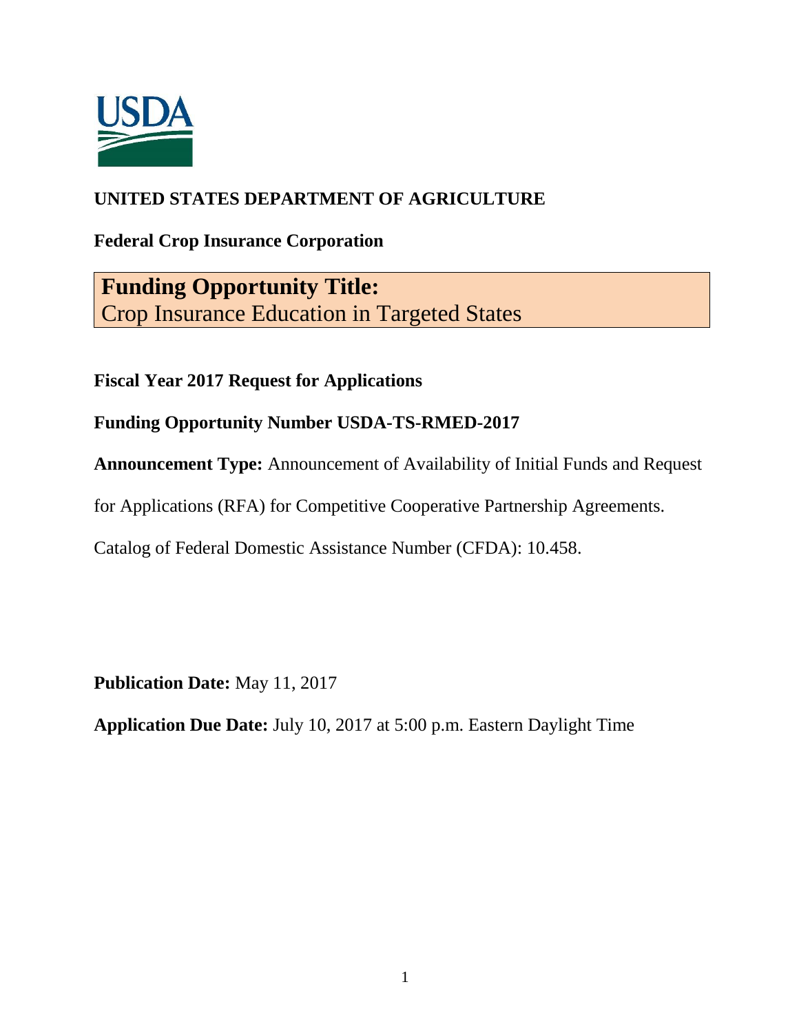USDA

**UNITED STATES DEPARTMENT OF AGRICULTURE**

**Federal Crop Insurance Corporation**

# Funding Opportunity Title:
Crop Insurance Education in Targeted States

**Fiscal Year 2017 Request for Applications**

**Funding Opportunity Number USDA-TS-RMED-2017**

**Announcement Type:** Announcement of Availability of Initial Funds and Request for Applications (RFA) for Competitive Cooperative Partnership Agreements.

Catalog of Federal Domestic Assistance Number (CFDA): 10.458.

**Publication Date:** May 11, 2017

**Application Due Date:** July 10, 2017 at 5:00 p.m. Eastern Daylight Time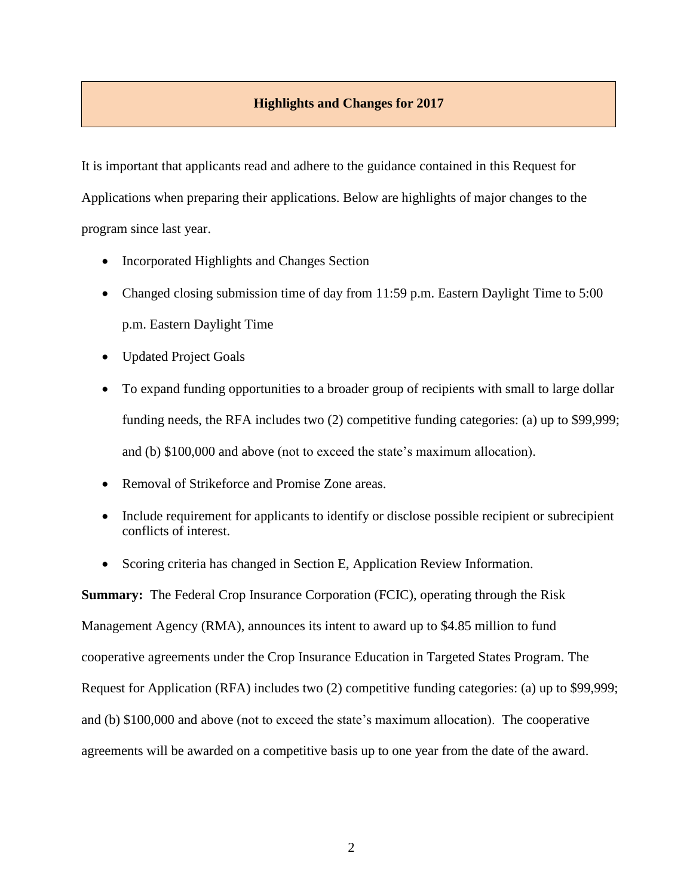## Highlights and Changes for 2017

It is important that applicants read and adhere to the guidance contained in this Request for Applications when preparing their applications. Below are highlights of major changes to the program since last year.

- Incorporated Highlights and Changes Section
- Changed closing submission time of day from 11:59 p.m. Eastern Daylight Time to 5:00 p.m. Eastern Daylight Time
- Updated Project Goals
- To expand funding opportunities to a broader group of recipients with small to large dollar funding needs, the RFA includes two (2) competitive funding categories: (a) up to $99,999; and (b) $100,000 and above (not to exceed the state's maximum allocation).
- Removal of Strikeforce and Promise Zone areas.
- Include requirement for applicants to identify or disclose possible recipient or subrecipient conflicts of interest.
- Scoring criteria has changed in Section E, Application Review Information.

**Summary:** The Federal Crop Insurance Corporation (FCIC), operating through the Risk Management Agency (RMA), announces its intent to award up to $4.85 million to fund cooperative agreements under the Crop Insurance Education in Targeted States Program. The Request for Application (RFA) includes two (2) competitive funding categories: (a) up to $99,999; and (b) $100,000 and above (not to exceed the state's maximum allocation). The cooperative agreements will be awarded on a competitive basis up to one year from the date of the award.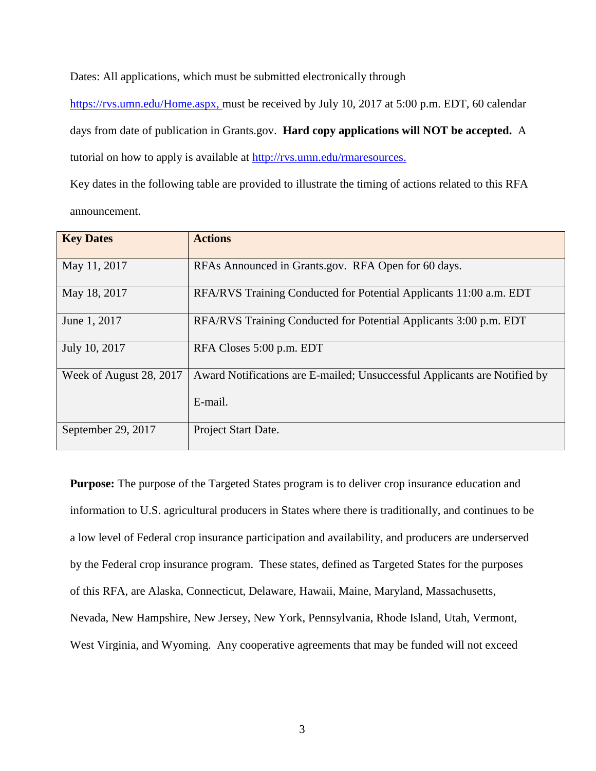Dates: All applications, which must be submitted electronically through https://rvs.umn.edu/Home.aspx, must be received by July 10, 2017 at 5:00 p.m. EDT, 60 calendar days from date of publication in Grants.gov. **Hard copy applications will NOT be accepted.** A tutorial on how to apply is available at http://rvs.umn.edu/rmaresources.

Key dates in the following table are provided to illustrate the timing of actions related to this RFA announcement.

| Key Dates | Actions |
|---|---|
| May 11, 2017 | RFAs Announced in Grants.gov. RFA Open for 60 days. |
| May 18, 2017 | RFA/RVS Training Conducted for Potential Applicants 11:00 a.m. EDT |
| June 1, 2017 | RFA/RVS Training Conducted for Potential Applicants 3:00 p.m. EDT |
| July 10, 2017 | RFA Closes 5:00 p.m. EDT |
| Week of August 28, 2017 | Award Notifications are E-mailed; Unsuccessful Applicants are Notified by E-mail. |
| September 29, 2017 | Project Start Date. |

**Purpose:** The purpose of the Targeted States program is to deliver crop insurance education and information to U.S. agricultural producers in States where there is traditionally, and continues to be a low level of Federal crop insurance participation and availability, and producers are underserved by the Federal crop insurance program. These states, defined as Targeted States for the purposes of this RFA, are Alaska, Connecticut, Delaware, Hawaii, Maine, Maryland, Massachusetts, Nevada, New Hampshire, New Jersey, New York, Pennsylvania, Rhode Island, Utah, Vermont, West Virginia, and Wyoming. Any cooperative agreements that may be funded will not exceed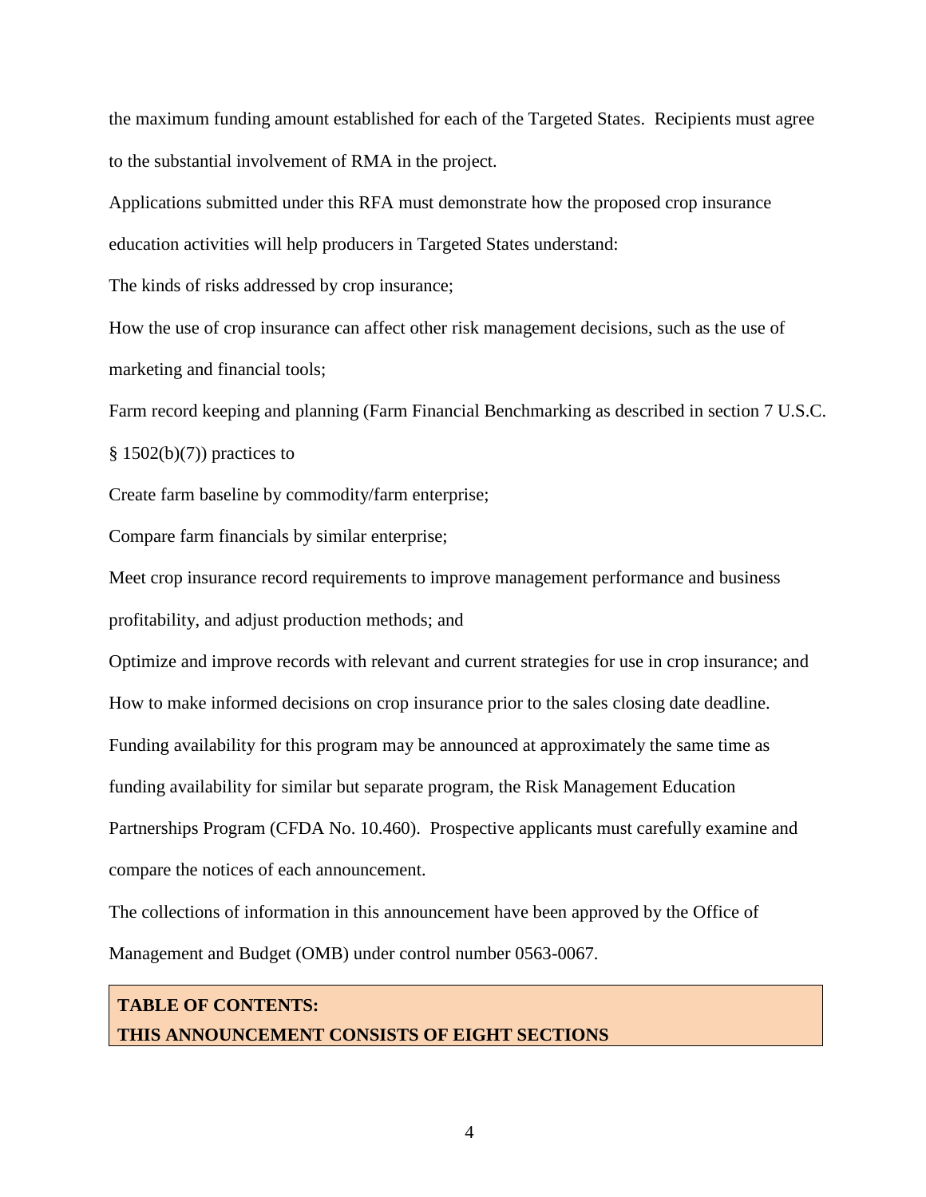the maximum funding amount established for each of the Targeted States. Recipients must agree to the substantial involvement of RMA in the project.

Applications submitted under this RFA must demonstrate how the proposed crop insurance education activities will help producers in Targeted States understand:

The kinds of risks addressed by crop insurance;

How the use of crop insurance can affect other risk management decisions, such as the use of marketing and financial tools;

Farm record keeping and planning (Farm Financial Benchmarking as described in section 7 U.S.C. § 1502(b)(7)) practices to

Create farm baseline by commodity/farm enterprise;

Compare farm financials by similar enterprise;

Meet crop insurance record requirements to improve management performance and business profitability, and adjust production methods; and

Optimize and improve records with relevant and current strategies for use in crop insurance; and

How to make informed decisions on crop insurance prior to the sales closing date deadline.

Funding availability for this program may be announced at approximately the same time as funding availability for similar but separate program, the Risk Management Education Partnerships Program (CFDA No. 10.460). Prospective applicants must carefully examine and compare the notices of each announcement.

The collections of information in this announcement have been approved by the Office of Management and Budget (OMB) under control number 0563-0067.

**TABLE OF CONTENTS:**
**THIS ANNOUNCEMENT CONSISTS OF EIGHT SECTIONS**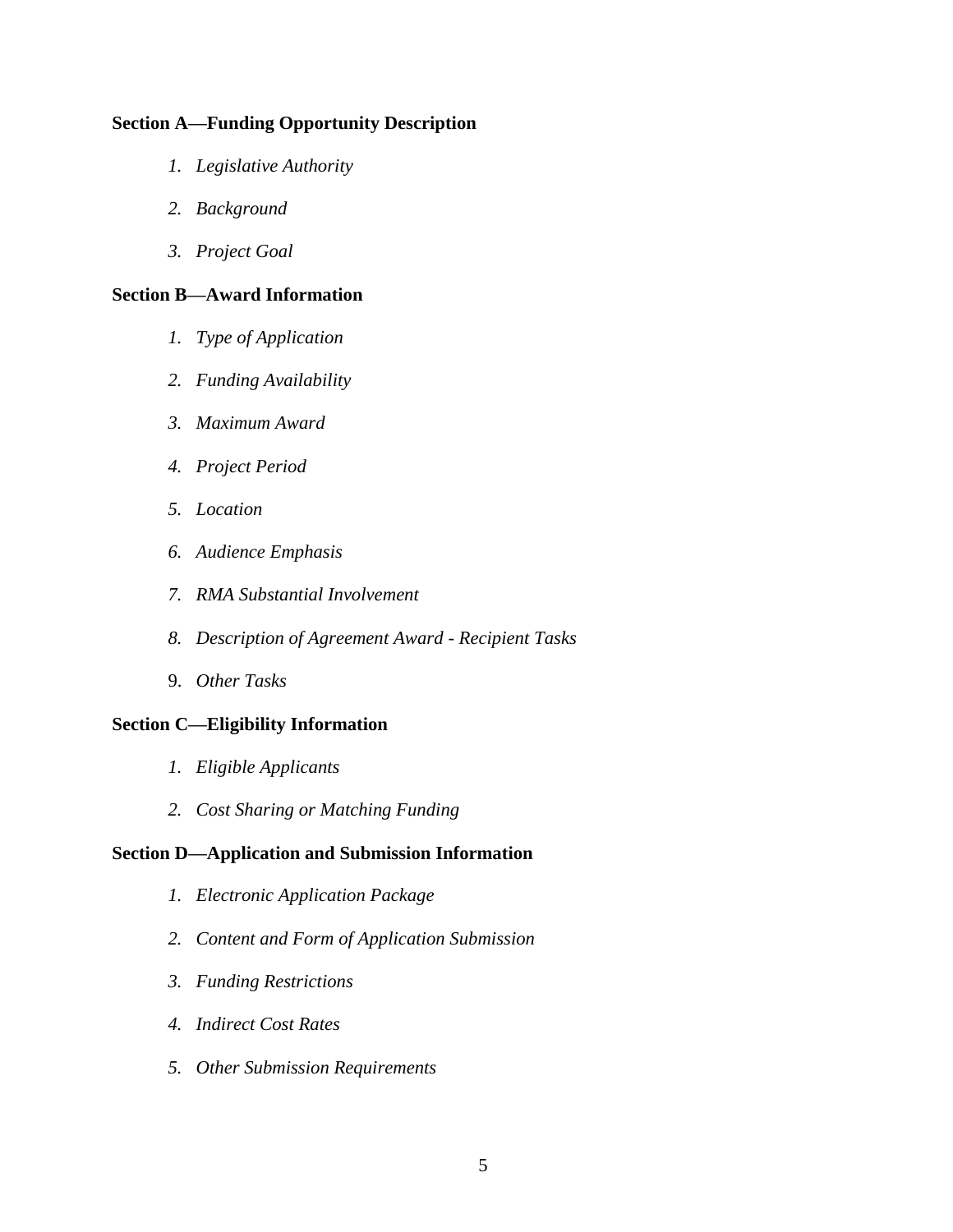**Section A—Funding Opportunity Description**

1. *Legislative Authority*
2. *Background*
3. *Project Goal*

**Section B—Award Information**

1. *Type of Application*
2. *Funding Availability*
3. *Maximum Award*
4. *Project Period*
5. *Location*
6. *Audience Emphasis*
7. *RMA Substantial Involvement*
8. *Description of Agreement Award - Recipient Tasks*
9. *Other Tasks*

**Section C—Eligibility Information**

1. *Eligible Applicants*
2. *Cost Sharing or Matching Funding*

**Section D—Application and Submission Information**

1. *Electronic Application Package*
2. *Content and Form of Application Submission*
3. *Funding Restrictions*
4. *Indirect Cost Rates*
5. *Other Submission Requirements*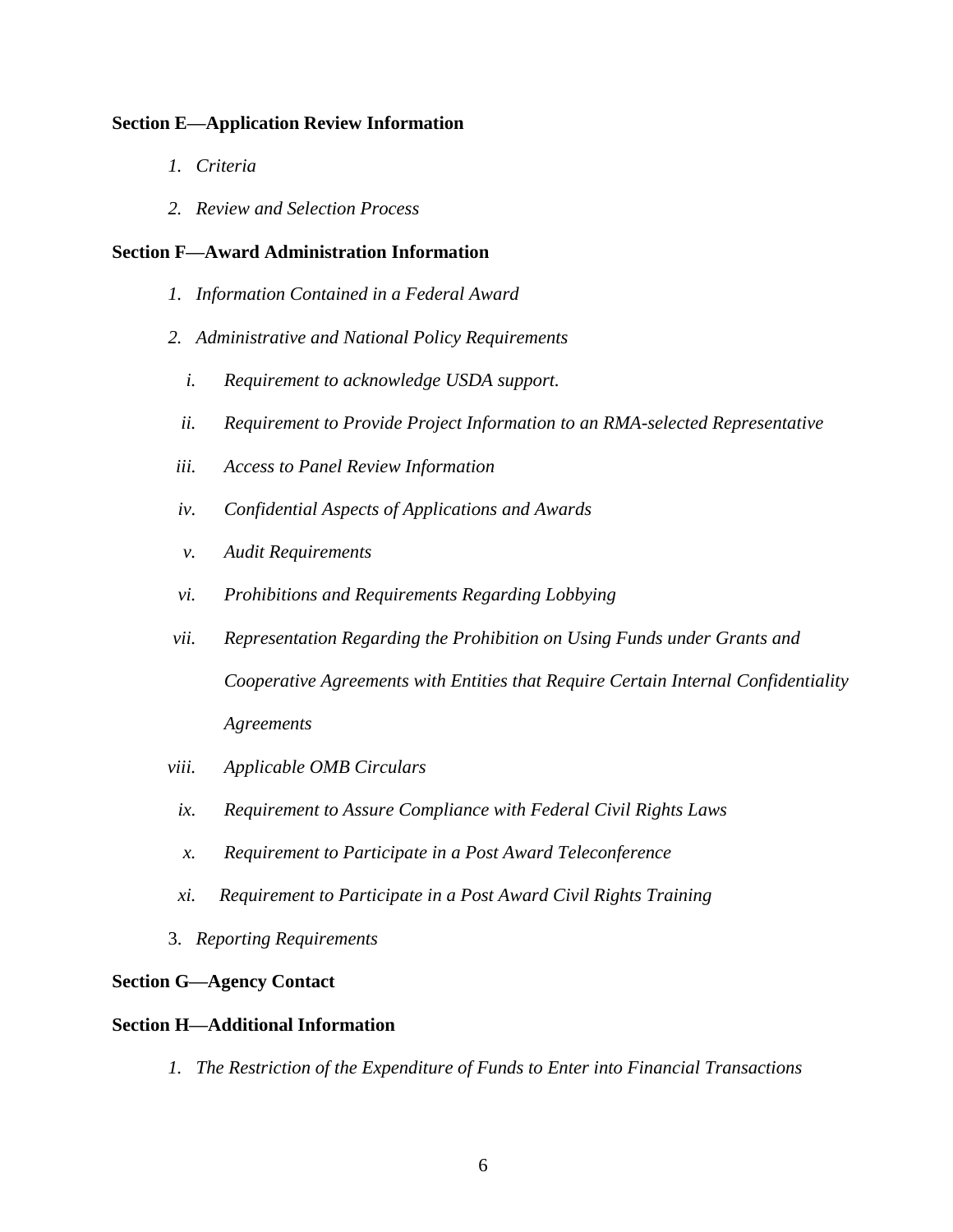**Section E—Application Review Information**

1. *Criteria*

2. *Review and Selection Process*

**Section F—Award Administration Information**

1. *Information Contained in a Federal Award*

2. *Administrative and National Policy Requirements*

   i. *Requirement to acknowledge USDA support.*

   ii. *Requirement to Provide Project Information to an RMA-selected Representative*

   iii. *Access to Panel Review Information*

   iv. *Confidential Aspects of Applications and Awards*

   v. *Audit Requirements*

   vi. *Prohibitions and Requirements Regarding Lobbying*

   vii. *Representation Regarding the Prohibition on Using Funds under Grants and Cooperative Agreements with Entities that Require Certain Internal Confidentiality Agreements*

   viii. *Applicable OMB Circulars*

   ix. *Requirement to Assure Compliance with Federal Civil Rights Laws*

   x. *Requirement to Participate in a Post Award Teleconference*

   xi. *Requirement to Participate in a Post Award Civil Rights Training*

3. *Reporting Requirements*

**Section G—Agency Contact**

**Section H—Additional Information**

1. *The Restriction of the Expenditure of Funds to Enter into Financial Transactions*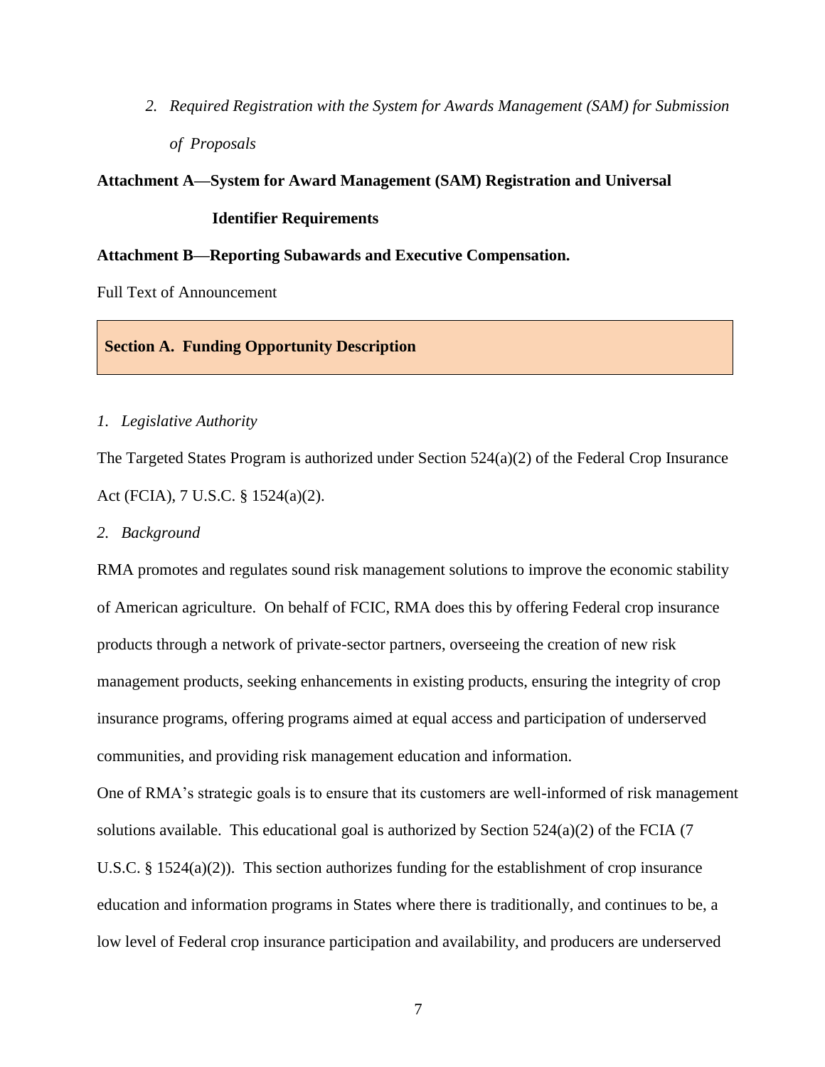2. *Required Registration with the System for Awards Management (SAM) for Submission of Proposals*

**Attachment A—System for Award Management (SAM) Registration and Universal Identifier Requirements**

**Attachment B—Reporting Subawards and Executive Compensation.**

Full Text of Announcement

## Section A. Funding Opportunity Description

*1. Legislative Authority*

The Targeted States Program is authorized under Section 524(a)(2) of the Federal Crop Insurance Act (FCIA), 7 U.S.C. § 1524(a)(2).

*2. Background*

RMA promotes and regulates sound risk management solutions to improve the economic stability of American agriculture. On behalf of FCIC, RMA does this by offering Federal crop insurance products through a network of private-sector partners, overseeing the creation of new risk management products, seeking enhancements in existing products, ensuring the integrity of crop insurance programs, offering programs aimed at equal access and participation of underserved communities, and providing risk management education and information.

One of RMA's strategic goals is to ensure that its customers are well-informed of risk management solutions available. This educational goal is authorized by Section 524(a)(2) of the FCIA (7 U.S.C. § 1524(a)(2)). This section authorizes funding for the establishment of crop insurance education and information programs in States where there is traditionally, and continues to be, a low level of Federal crop insurance participation and availability, and producers are underserved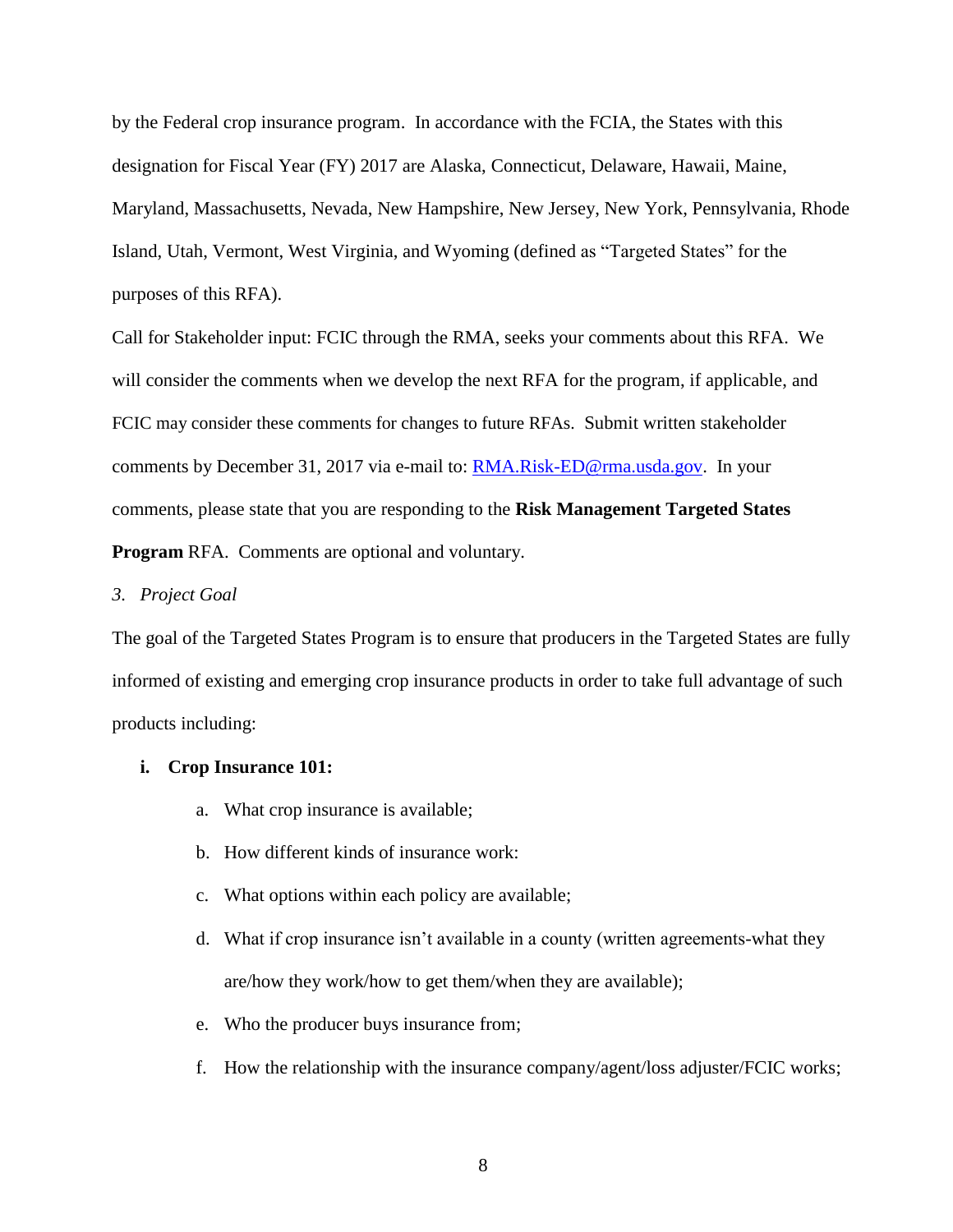by the Federal crop insurance program. In accordance with the FCIA, the States with this designation for Fiscal Year (FY) 2017 are Alaska, Connecticut, Delaware, Hawaii, Maine, Maryland, Massachusetts, Nevada, New Hampshire, New Jersey, New York, Pennsylvania, Rhode Island, Utah, Vermont, West Virginia, and Wyoming (defined as "Targeted States" for the purposes of this RFA).

Call for Stakeholder input: FCIC through the RMA, seeks your comments about this RFA. We will consider the comments when we develop the next RFA for the program, if applicable, and FCIC may consider these comments for changes to future RFAs. Submit written stakeholder comments by December 31, 2017 via e-mail to: RMA.Risk-ED@rma.usda.gov. In your comments, please state that you are responding to the **Risk Management Targeted States Program** RFA. Comments are optional and voluntary.

*3. Project Goal*

The goal of the Targeted States Program is to ensure that producers in the Targeted States are fully informed of existing and emerging crop insurance products in order to take full advantage of such products including:

**i. Crop Insurance 101:**

a. What crop insurance is available;

b. How different kinds of insurance work:

c. What options within each policy are available;

d. What if crop insurance isn't available in a county (written agreements-what they are/how they work/how to get them/when they are available);

e. Who the producer buys insurance from;

f. How the relationship with the insurance company/agent/loss adjuster/FCIC works;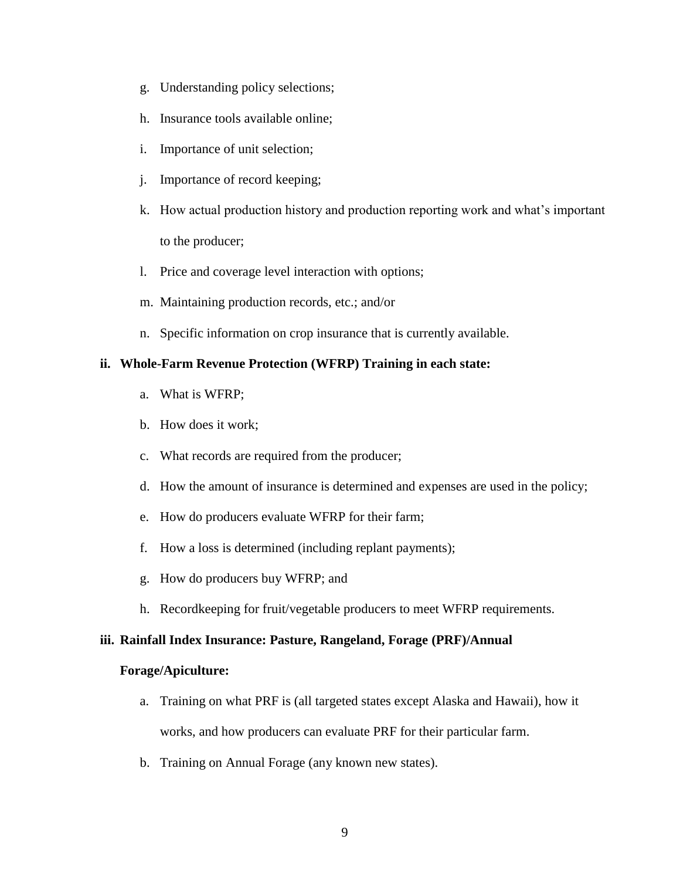g. Understanding policy selections;

h. Insurance tools available online;

i. Importance of unit selection;

j. Importance of record keeping;

k. How actual production history and production reporting work and what's important to the producer;

l. Price and coverage level interaction with options;

m. Maintaining production records, etc.; and/or

n. Specific information on crop insurance that is currently available.

**ii. Whole-Farm Revenue Protection (WFRP) Training in each state:**

a. What is WFRP;

b. How does it work;

c. What records are required from the producer;

d. How the amount of insurance is determined and expenses are used in the policy;

e. How do producers evaluate WFRP for their farm;

f. How a loss is determined (including replant payments);

g. How do producers buy WFRP; and

h. Recordkeeping for fruit/vegetable producers to meet WFRP requirements.

**iii. Rainfall Index Insurance: Pasture, Rangeland, Forage (PRF)/Annual Forage/Apiculture:**

a. Training on what PRF is (all targeted states except Alaska and Hawaii), how it works, and how producers can evaluate PRF for their particular farm.

b. Training on Annual Forage (any known new states).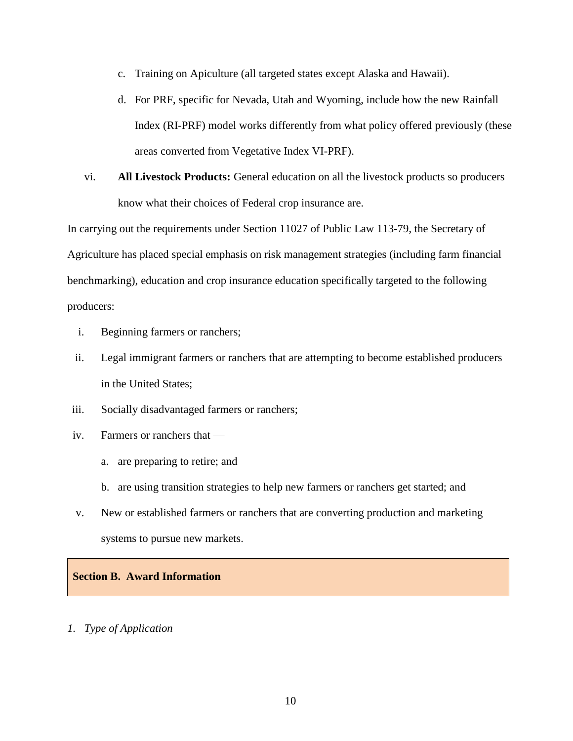c. Training on Apiculture (all targeted states except Alaska and Hawaii).

d. For PRF, specific for Nevada, Utah and Wyoming, include how the new Rainfall Index (RI-PRF) model works differently from what policy offered previously (these areas converted from Vegetative Index VI-PRF).

vi. **All Livestock Products:** General education on all the livestock products so producers know what their choices of Federal crop insurance are.

In carrying out the requirements under Section 11027 of Public Law 113-79, the Secretary of Agriculture has placed special emphasis on risk management strategies (including farm financial benchmarking), education and crop insurance education specifically targeted to the following producers:

i. Beginning farmers or ranchers;

ii. Legal immigrant farmers or ranchers that are attempting to become established producers in the United States;

iii. Socially disadvantaged farmers or ranchers;

iv. Farmers or ranchers that —

   a. are preparing to retire; and

   b. are using transition strategies to help new farmers or ranchers get started; and

v. New or established farmers or ranchers that are converting production and marketing systems to pursue new markets.

## Section B. Award Information

*1. Type of Application*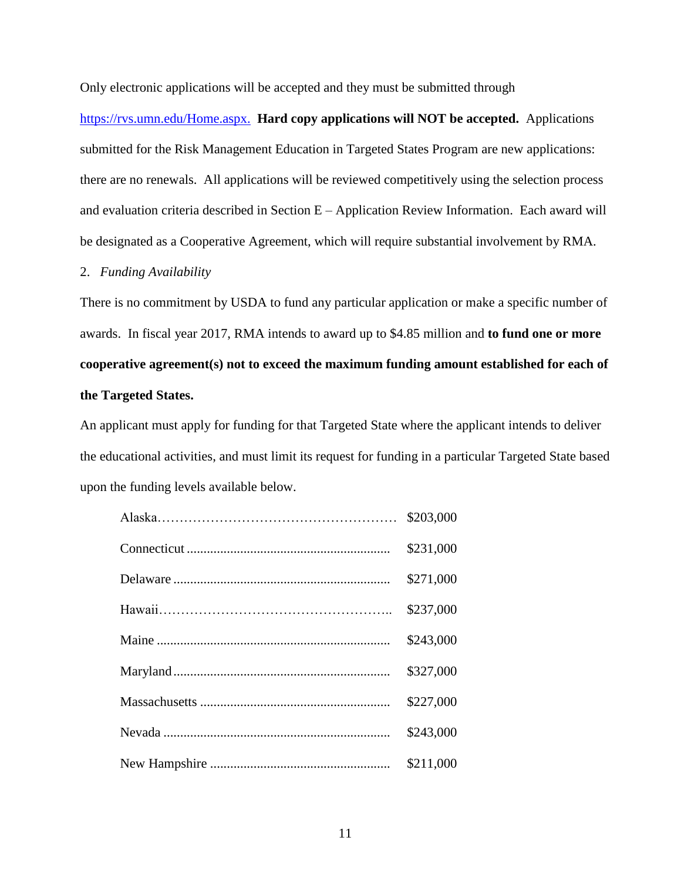Only electronic applications will be accepted and they must be submitted through https://rvs.umn.edu/Home.aspx. **Hard copy applications will NOT be accepted.** Applications submitted for the Risk Management Education in Targeted States Program are new applications: there are no renewals. All applications will be reviewed competitively using the selection process and evaluation criteria described in Section E – Application Review Information. Each award will be designated as a Cooperative Agreement, which will require substantial involvement by RMA.

2. *Funding Availability*

There is no commitment by USDA to fund any particular application or make a specific number of awards. In fiscal year 2017, RMA intends to award up to $4.85 million and **to fund one or more cooperative agreement(s) not to exceed the maximum funding amount established for each of the Targeted States.**

An applicant must apply for funding for that Targeted State where the applicant intends to deliver the educational activities, and must limit its request for funding in a particular Targeted State based upon the funding levels available below.

| State | Amount |
|---|---|
| Alaska | $203,000 |
| Connecticut | $231,000 |
| Delaware | $271,000 |
| Hawaii | $237,000 |
| Maine | $243,000 |
| Maryland | $327,000 |
| Massachusetts | $227,000 |
| Nevada | $243,000 |
| New Hampshire | $211,000 |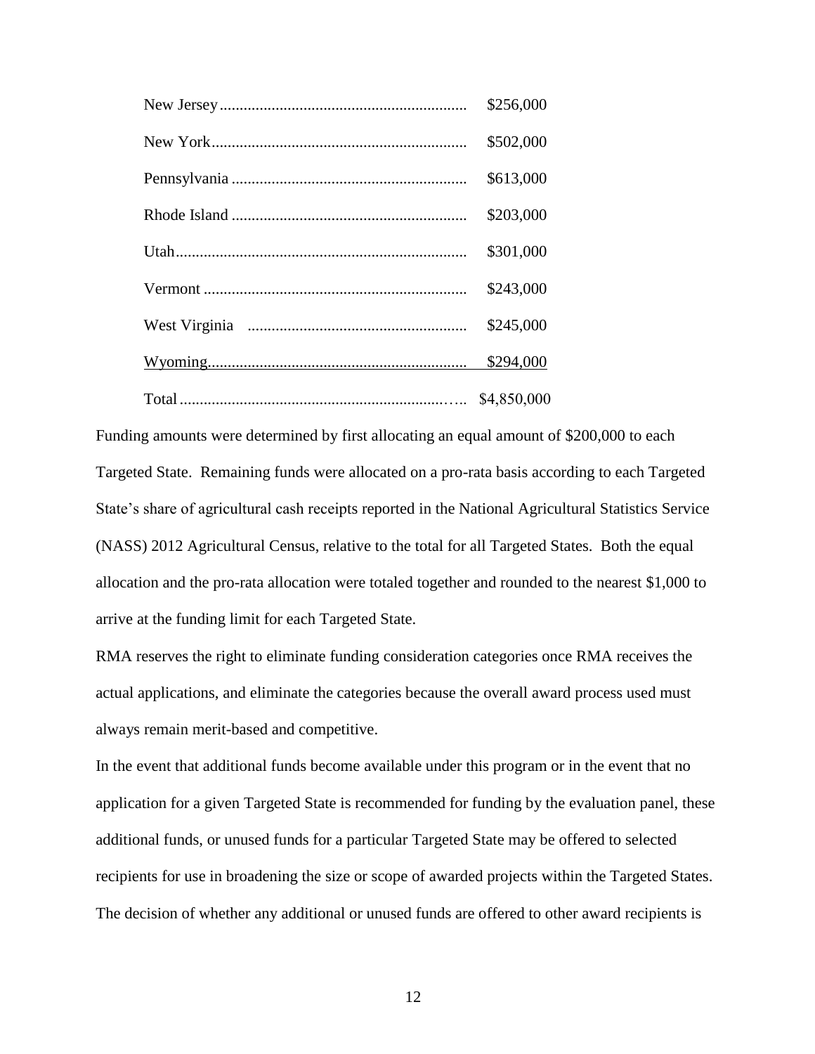| State | Amount |
|---|---|
| New Jersey | $256,000 |
| New York | $502,000 |
| Pennsylvania | $613,000 |
| Rhode Island | $203,000 |
| Utah | $301,000 |
| Vermont | $243,000 |
| West Virginia | $245,000 |
| Wyoming | $294,000 |
| Total | $4,850,000 |

Funding amounts were determined by first allocating an equal amount of $200,000 to each Targeted State. Remaining funds were allocated on a pro-rata basis according to each Targeted State's share of agricultural cash receipts reported in the National Agricultural Statistics Service (NASS) 2012 Agricultural Census, relative to the total for all Targeted States. Both the equal allocation and the pro-rata allocation were totaled together and rounded to the nearest $1,000 to arrive at the funding limit for each Targeted State.

RMA reserves the right to eliminate funding consideration categories once RMA receives the actual applications, and eliminate the categories because the overall award process used must always remain merit-based and competitive.

In the event that additional funds become available under this program or in the event that no application for a given Targeted State is recommended for funding by the evaluation panel, these additional funds, or unused funds for a particular Targeted State may be offered to selected recipients for use in broadening the size or scope of awarded projects within the Targeted States. The decision of whether any additional or unused funds are offered to other award recipients is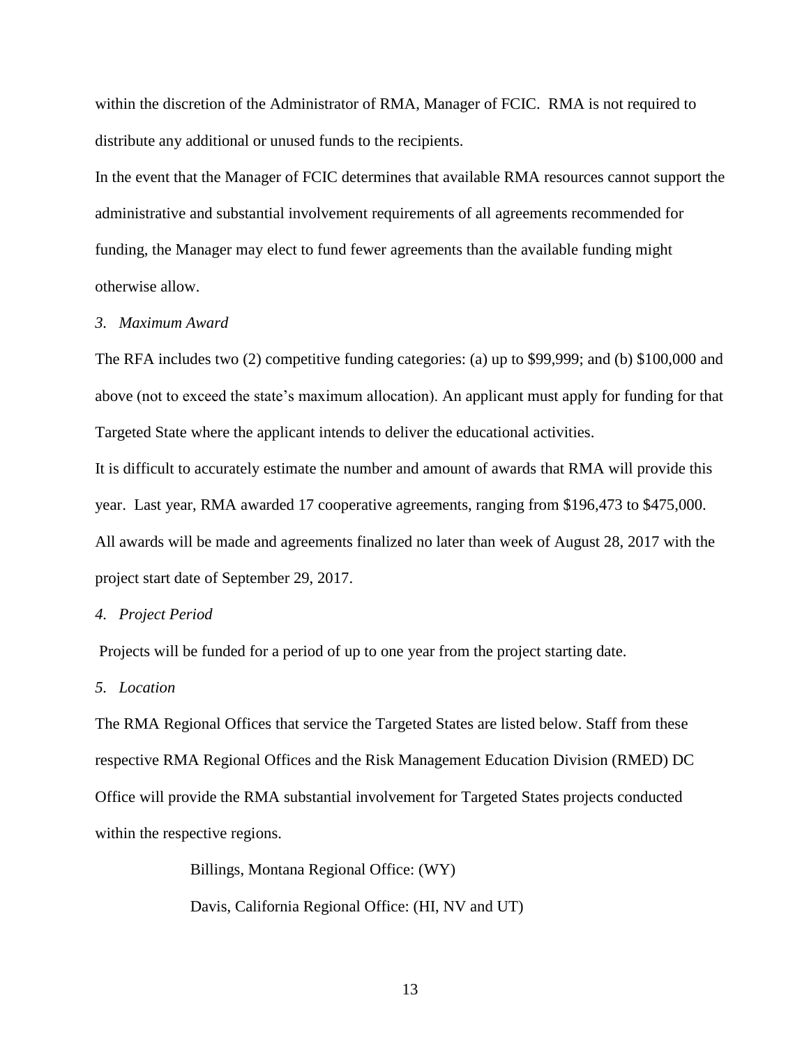within the discretion of the Administrator of RMA, Manager of FCIC. RMA is not required to distribute any additional or unused funds to the recipients.

In the event that the Manager of FCIC determines that available RMA resources cannot support the administrative and substantial involvement requirements of all agreements recommended for funding, the Manager may elect to fund fewer agreements than the available funding might otherwise allow.

*3. Maximum Award*

The RFA includes two (2) competitive funding categories: (a) up to $99,999; and (b) $100,000 and above (not to exceed the state's maximum allocation). An applicant must apply for funding for that Targeted State where the applicant intends to deliver the educational activities.

It is difficult to accurately estimate the number and amount of awards that RMA will provide this year. Last year, RMA awarded 17 cooperative agreements, ranging from $196,473 to $475,000. All awards will be made and agreements finalized no later than week of August 28, 2017 with the project start date of September 29, 2017.

*4. Project Period*

Projects will be funded for a period of up to one year from the project starting date.

*5. Location*

The RMA Regional Offices that service the Targeted States are listed below. Staff from these respective RMA Regional Offices and the Risk Management Education Division (RMED) DC Office will provide the RMA substantial involvement for Targeted States projects conducted within the respective regions.

Billings, Montana Regional Office: (WY)

Davis, California Regional Office: (HI, NV and UT)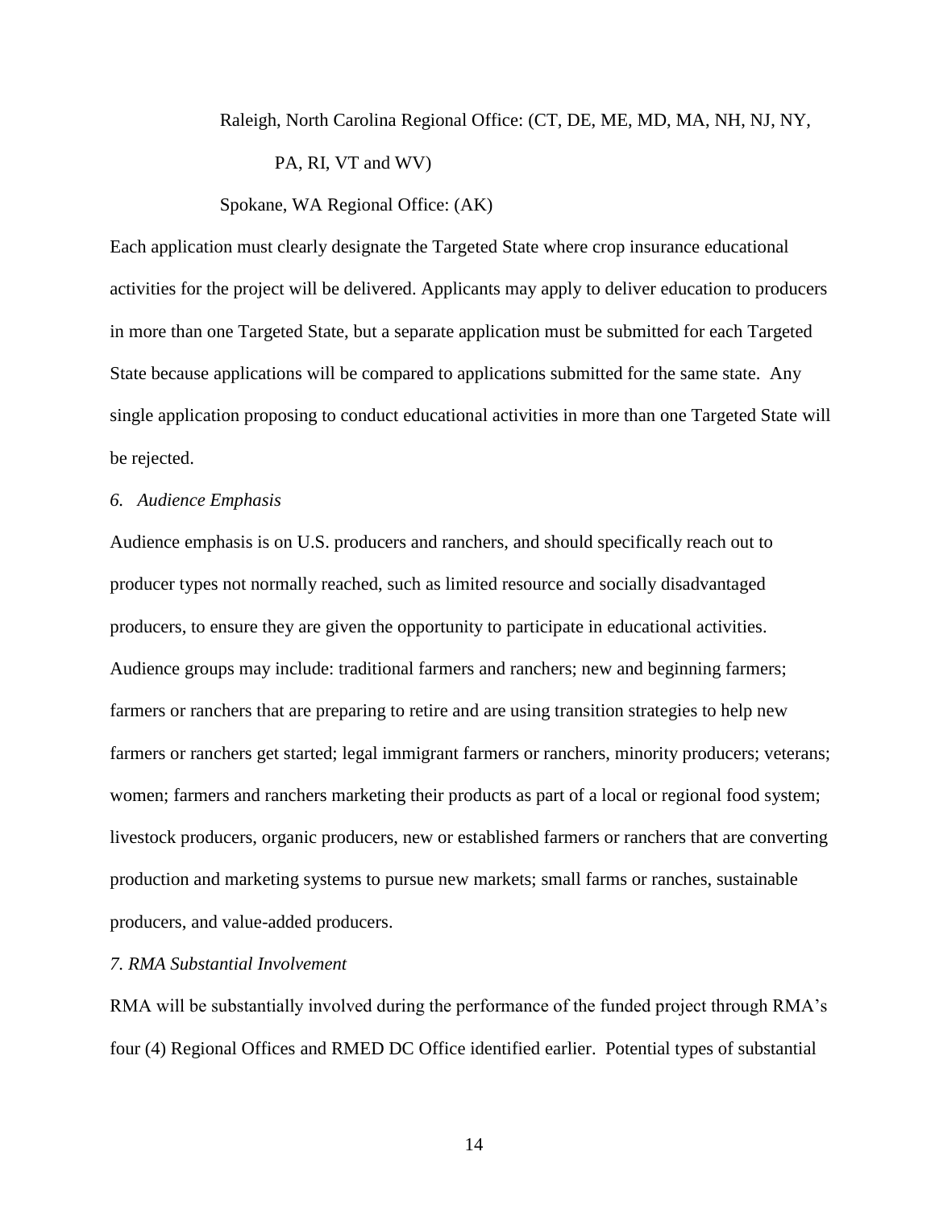Raleigh, North Carolina Regional Office: (CT, DE, ME, MD, MA, NH, NJ, NY, PA, RI, VT and WV)

Spokane, WA Regional Office: (AK)

Each application must clearly designate the Targeted State where crop insurance educational activities for the project will be delivered. Applicants may apply to deliver education to producers in more than one Targeted State, but a separate application must be submitted for each Targeted State because applications will be compared to applications submitted for the same state. Any single application proposing to conduct educational activities in more than one Targeted State will be rejected.

*6. Audience Emphasis*

Audience emphasis is on U.S. producers and ranchers, and should specifically reach out to producer types not normally reached, such as limited resource and socially disadvantaged producers, to ensure they are given the opportunity to participate in educational activities. Audience groups may include: traditional farmers and ranchers; new and beginning farmers; farmers or ranchers that are preparing to retire and are using transition strategies to help new farmers or ranchers get started; legal immigrant farmers or ranchers, minority producers; veterans; women; farmers and ranchers marketing their products as part of a local or regional food system; livestock producers, organic producers, new or established farmers or ranchers that are converting production and marketing systems to pursue new markets; small farms or ranches, sustainable producers, and value-added producers.

*7. RMA Substantial Involvement*

RMA will be substantially involved during the performance of the funded project through RMA's four (4) Regional Offices and RMED DC Office identified earlier. Potential types of substantial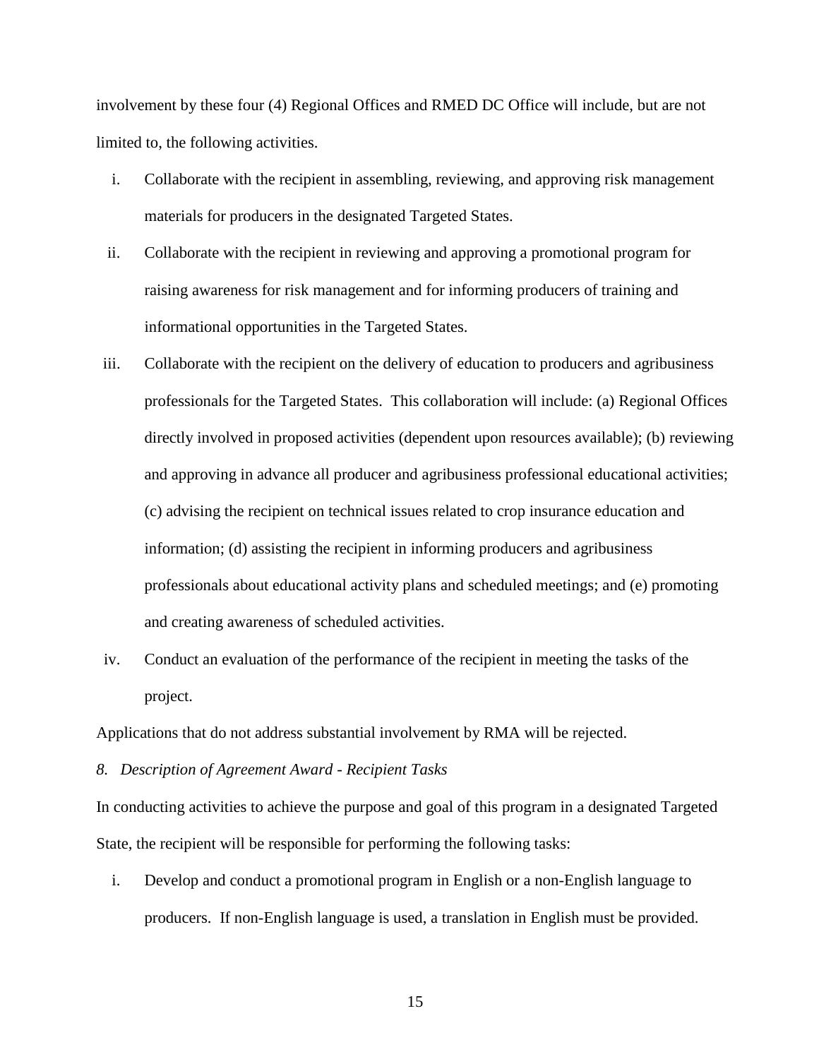involvement by these four (4) Regional Offices and RMED DC Office will include, but are not limited to, the following activities.

i. Collaborate with the recipient in assembling, reviewing, and approving risk management materials for producers in the designated Targeted States.

ii. Collaborate with the recipient in reviewing and approving a promotional program for raising awareness for risk management and for informing producers of training and informational opportunities in the Targeted States.

iii. Collaborate with the recipient on the delivery of education to producers and agribusiness professionals for the Targeted States. This collaboration will include: (a) Regional Offices directly involved in proposed activities (dependent upon resources available); (b) reviewing and approving in advance all producer and agribusiness professional educational activities; (c) advising the recipient on technical issues related to crop insurance education and information; (d) assisting the recipient in informing producers and agribusiness professionals about educational activity plans and scheduled meetings; and (e) promoting and creating awareness of scheduled activities.

iv. Conduct an evaluation of the performance of the recipient in meeting the tasks of the project.

Applications that do not address substantial involvement by RMA will be rejected.

*8. Description of Agreement Award - Recipient Tasks*

In conducting activities to achieve the purpose and goal of this program in a designated Targeted State, the recipient will be responsible for performing the following tasks:

i. Develop and conduct a promotional program in English or a non-English language to producers. If non-English language is used, a translation in English must be provided.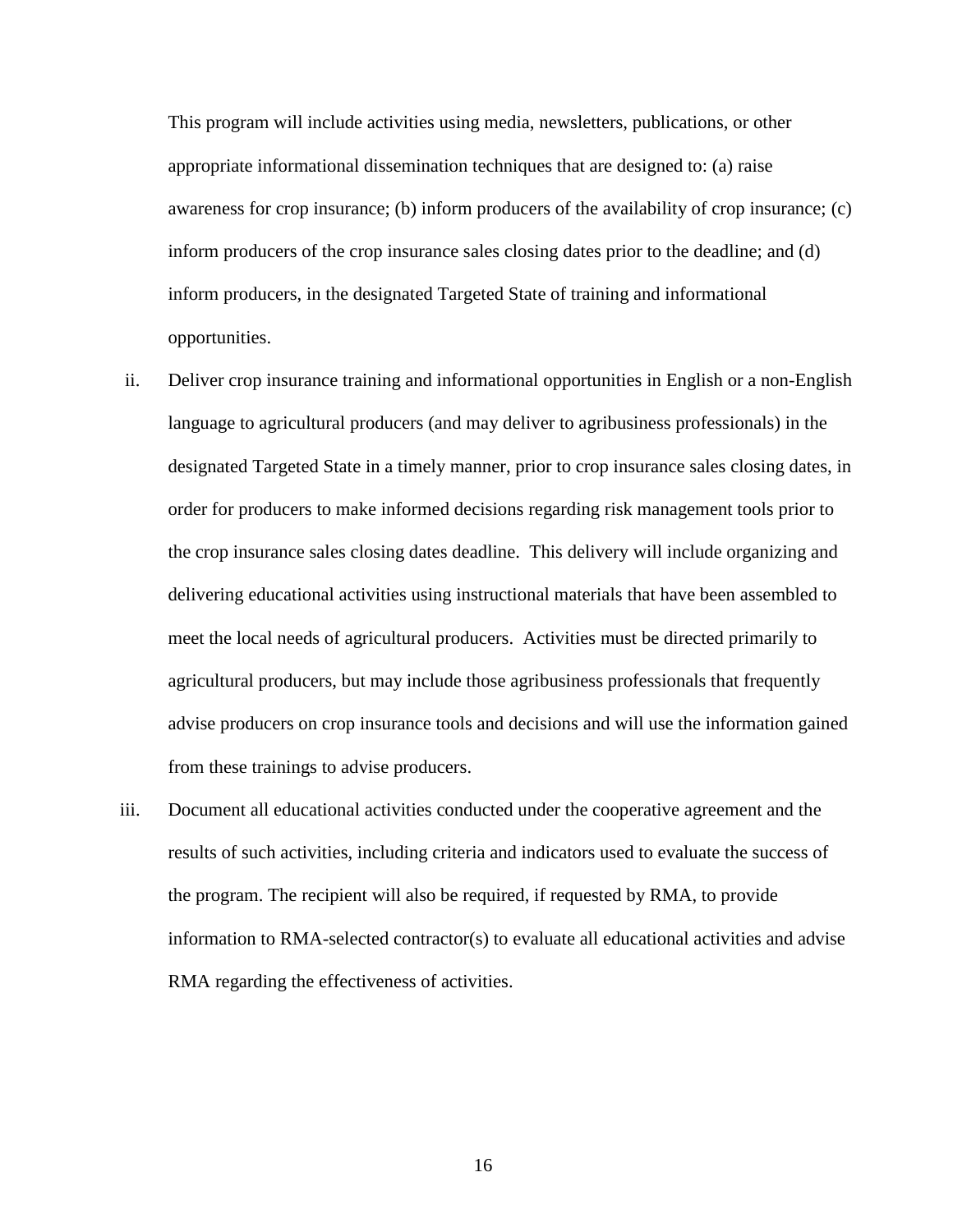This program will include activities using media, newsletters, publications, or other appropriate informational dissemination techniques that are designed to: (a) raise awareness for crop insurance; (b) inform producers of the availability of crop insurance; (c) inform producers of the crop insurance sales closing dates prior to the deadline; and (d) inform producers, in the designated Targeted State of training and informational opportunities.

ii. Deliver crop insurance training and informational opportunities in English or a non-English language to agricultural producers (and may deliver to agribusiness professionals) in the designated Targeted State in a timely manner, prior to crop insurance sales closing dates, in order for producers to make informed decisions regarding risk management tools prior to the crop insurance sales closing dates deadline. This delivery will include organizing and delivering educational activities using instructional materials that have been assembled to meet the local needs of agricultural producers. Activities must be directed primarily to agricultural producers, but may include those agribusiness professionals that frequently advise producers on crop insurance tools and decisions and will use the information gained from these trainings to advise producers.

iii. Document all educational activities conducted under the cooperative agreement and the results of such activities, including criteria and indicators used to evaluate the success of the program. The recipient will also be required, if requested by RMA, to provide information to RMA-selected contractor(s) to evaluate all educational activities and advise RMA regarding the effectiveness of activities.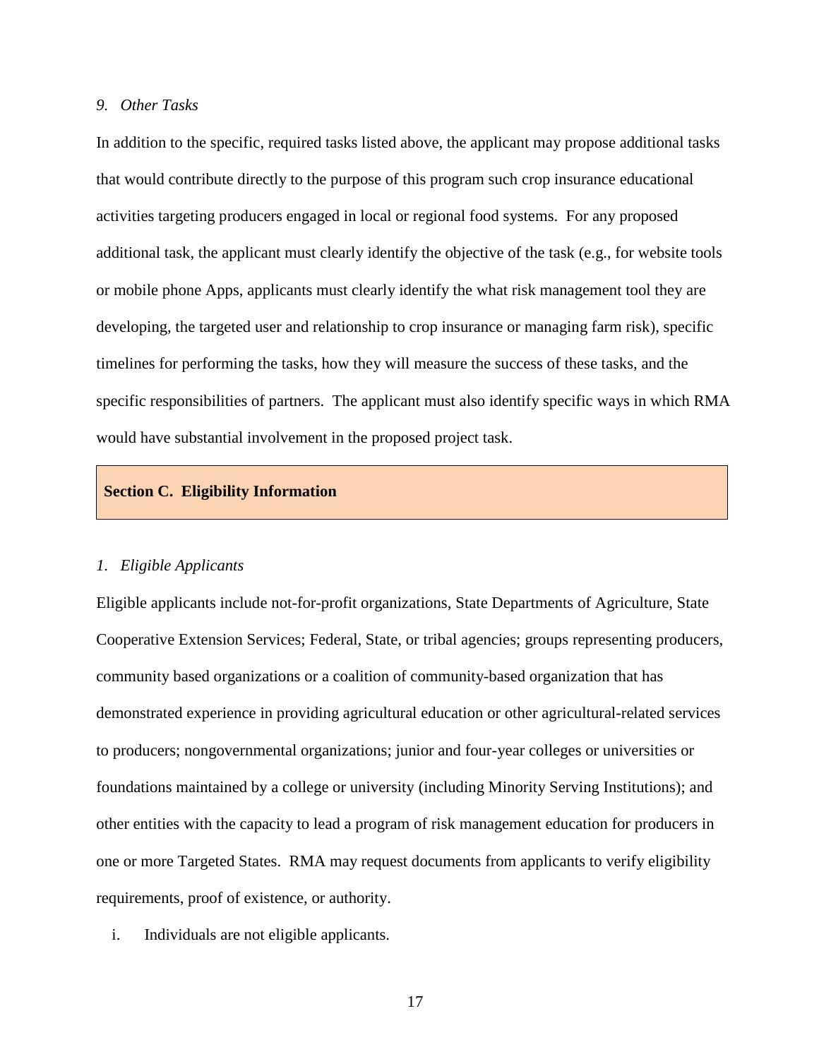*9. Other Tasks*

In addition to the specific, required tasks listed above, the applicant may propose additional tasks that would contribute directly to the purpose of this program such crop insurance educational activities targeting producers engaged in local or regional food systems. For any proposed additional task, the applicant must clearly identify the objective of the task (e.g., for website tools or mobile phone Apps, applicants must clearly identify the what risk management tool they are developing, the targeted user and relationship to crop insurance or managing farm risk), specific timelines for performing the tasks, how they will measure the success of these tasks, and the specific responsibilities of partners. The applicant must also identify specific ways in which RMA would have substantial involvement in the proposed project task.

## Section C. Eligibility Information

*1. Eligible Applicants*

Eligible applicants include not-for-profit organizations, State Departments of Agriculture, State Cooperative Extension Services; Federal, State, or tribal agencies; groups representing producers, community based organizations or a coalition of community-based organization that has demonstrated experience in providing agricultural education or other agricultural-related services to producers; nongovernmental organizations; junior and four-year colleges or universities or foundations maintained by a college or university (including Minority Serving Institutions); and other entities with the capacity to lead a program of risk management education for producers in one or more Targeted States. RMA may request documents from applicants to verify eligibility requirements, proof of existence, or authority.

i. Individuals are not eligible applicants.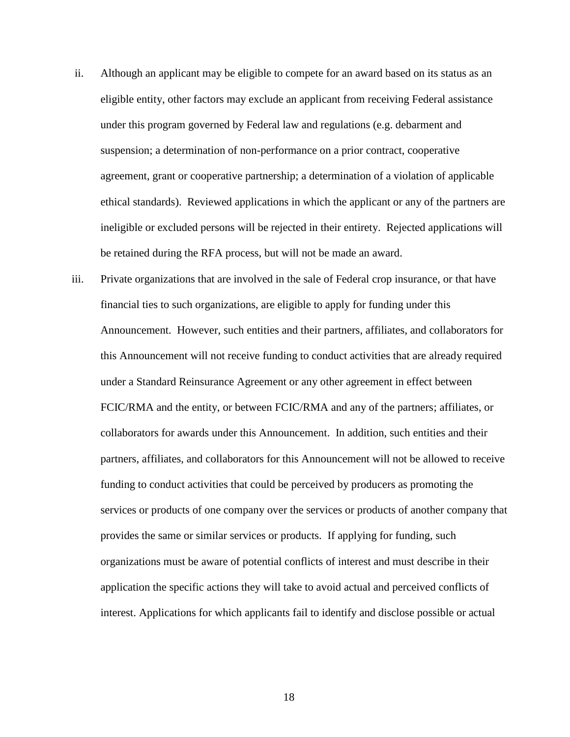ii. Although an applicant may be eligible to compete for an award based on its status as an eligible entity, other factors may exclude an applicant from receiving Federal assistance under this program governed by Federal law and regulations (e.g. debarment and suspension; a determination of non-performance on a prior contract, cooperative agreement, grant or cooperative partnership; a determination of a violation of applicable ethical standards). Reviewed applications in which the applicant or any of the partners are ineligible or excluded persons will be rejected in their entirety. Rejected applications will be retained during the RFA process, but will not be made an award.

iii. Private organizations that are involved in the sale of Federal crop insurance, or that have financial ties to such organizations, are eligible to apply for funding under this Announcement. However, such entities and their partners, affiliates, and collaborators for this Announcement will not receive funding to conduct activities that are already required under a Standard Reinsurance Agreement or any other agreement in effect between FCIC/RMA and the entity, or between FCIC/RMA and any of the partners; affiliates, or collaborators for awards under this Announcement. In addition, such entities and their partners, affiliates, and collaborators for this Announcement will not be allowed to receive funding to conduct activities that could be perceived by producers as promoting the services or products of one company over the services or products of another company that provides the same or similar services or products. If applying for funding, such organizations must be aware of potential conflicts of interest and must describe in their application the specific actions they will take to avoid actual and perceived conflicts of interest. Applications for which applicants fail to identify and disclose possible or actual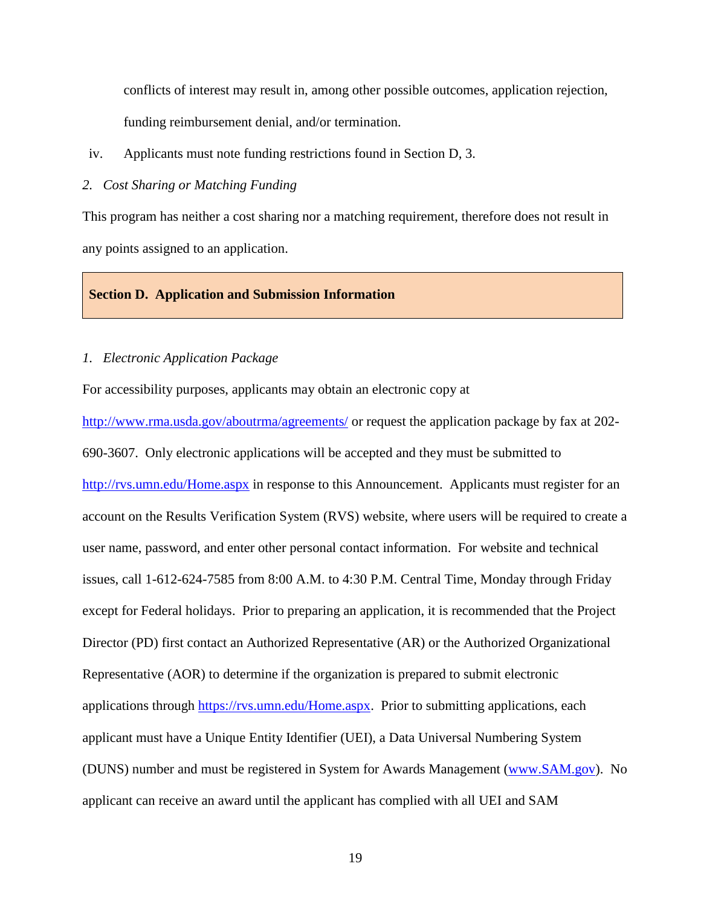conflicts of interest may result in, among other possible outcomes, application rejection, funding reimbursement denial, and/or termination.

iv. Applicants must note funding restrictions found in Section D, 3.

*2. Cost Sharing or Matching Funding*

This program has neither a cost sharing nor a matching requirement, therefore does not result in any points assigned to an application.

## Section D. Application and Submission Information

*1. Electronic Application Package*

For accessibility purposes, applicants may obtain an electronic copy at http://www.rma.usda.gov/aboutrma/agreements/ or request the application package by fax at 202-690-3607. Only electronic applications will be accepted and they must be submitted to http://rvs.umn.edu/Home.aspx in response to this Announcement. Applicants must register for an account on the Results Verification System (RVS) website, where users will be required to create a user name, password, and enter other personal contact information. For website and technical issues, call 1-612-624-7585 from 8:00 A.M. to 4:30 P.M. Central Time, Monday through Friday except for Federal holidays. Prior to preparing an application, it is recommended that the Project Director (PD) first contact an Authorized Representative (AR) or the Authorized Organizational Representative (AOR) to determine if the organization is prepared to submit electronic applications through https://rvs.umn.edu/Home.aspx. Prior to submitting applications, each applicant must have a Unique Entity Identifier (UEI), a Data Universal Numbering System (DUNS) number and must be registered in System for Awards Management (www.SAM.gov). No applicant can receive an award until the applicant has complied with all UEI and SAM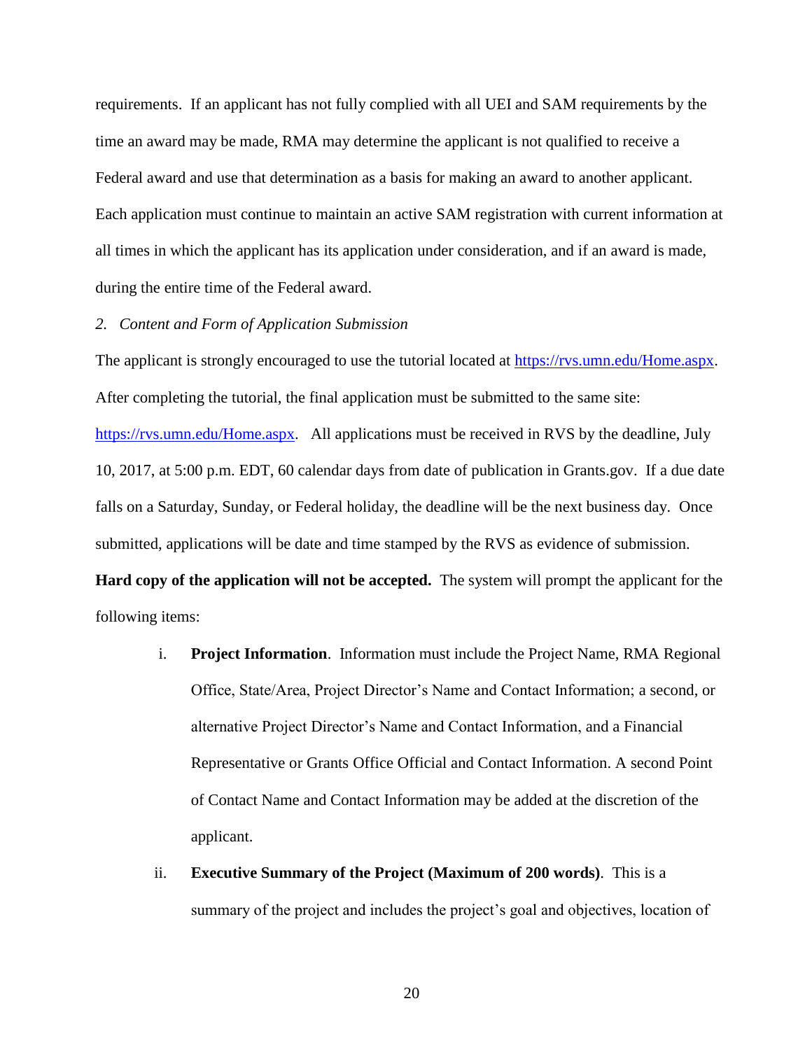requirements. If an applicant has not fully complied with all UEI and SAM requirements by the time an award may be made, RMA may determine the applicant is not qualified to receive a Federal award and use that determination as a basis for making an award to another applicant. Each application must continue to maintain an active SAM registration with current information at all times in which the applicant has its application under consideration, and if an award is made, during the entire time of the Federal award.

*2. Content and Form of Application Submission*

The applicant is strongly encouraged to use the tutorial located at [https://rvs.umn.edu/Home.aspx](https://rvs.umn.edu/Home.aspx). After completing the tutorial, the final application must be submitted to the same site: [https://rvs.umn.edu/Home.aspx](https://rvs.umn.edu/Home.aspx). All applications must be received in RVS by the deadline, July 10, 2017, at 5:00 p.m. EDT, 60 calendar days from date of publication in Grants.gov. If a due date falls on a Saturday, Sunday, or Federal holiday, the deadline will be the next business day. Once submitted, applications will be date and time stamped by the RVS as evidence of submission. **Hard copy of the application will not be accepted.** The system will prompt the applicant for the following items:

i. **Project Information**. Information must include the Project Name, RMA Regional Office, State/Area, Project Director's Name and Contact Information; a second, or alternative Project Director's Name and Contact Information, and a Financial Representative or Grants Office Official and Contact Information. A second Point of Contact Name and Contact Information may be added at the discretion of the applicant.

ii. **Executive Summary of the Project (Maximum of 200 words)**. This is a summary of the project and includes the project's goal and objectives, location of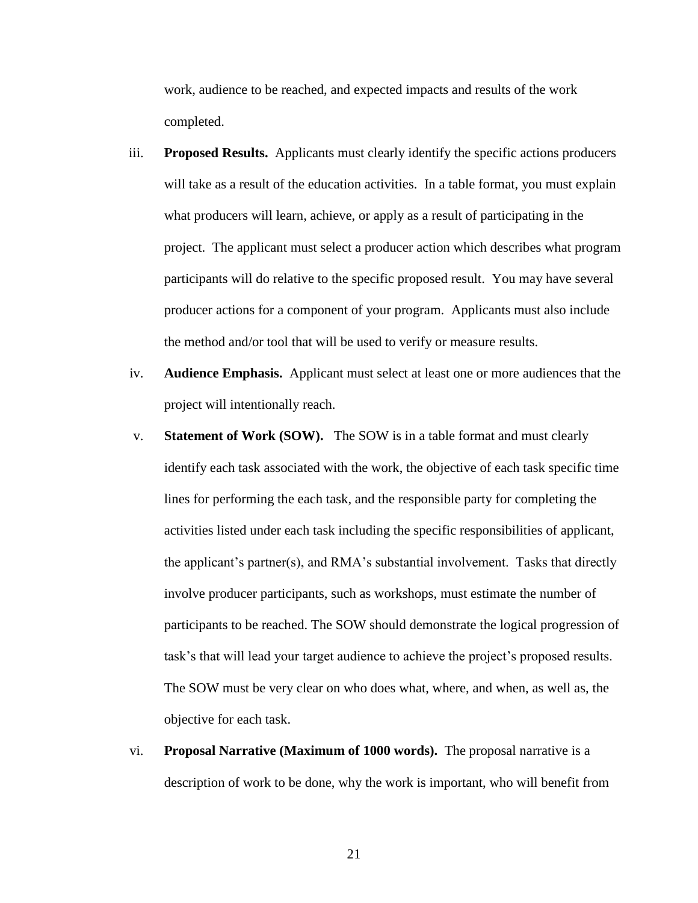work, audience to be reached, and expected impacts and results of the work completed.

iii. **Proposed Results.** Applicants must clearly identify the specific actions producers will take as a result of the education activities. In a table format, you must explain what producers will learn, achieve, or apply as a result of participating in the project. The applicant must select a producer action which describes what program participants will do relative to the specific proposed result. You may have several producer actions for a component of your program. Applicants must also include the method and/or tool that will be used to verify or measure results.

iv. **Audience Emphasis.** Applicant must select at least one or more audiences that the project will intentionally reach.

v. **Statement of Work (SOW).** The SOW is in a table format and must clearly identify each task associated with the work, the objective of each task specific time lines for performing the each task, and the responsible party for completing the activities listed under each task including the specific responsibilities of applicant, the applicant's partner(s), and RMA's substantial involvement. Tasks that directly involve producer participants, such as workshops, must estimate the number of participants to be reached. The SOW should demonstrate the logical progression of task's that will lead your target audience to achieve the project's proposed results. The SOW must be very clear on who does what, where, and when, as well as, the objective for each task.

vi. **Proposal Narrative (Maximum of 1000 words).** The proposal narrative is a description of work to be done, why the work is important, who will benefit from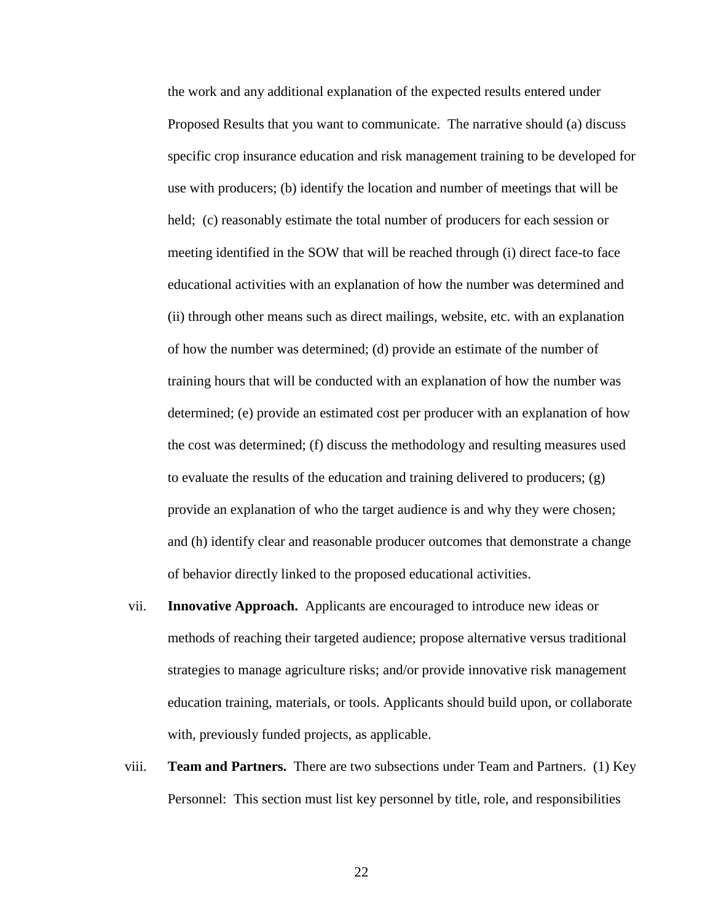the work and any additional explanation of the expected results entered under Proposed Results that you want to communicate. The narrative should (a) discuss specific crop insurance education and risk management training to be developed for use with producers; (b) identify the location and number of meetings that will be held; (c) reasonably estimate the total number of producers for each session or meeting identified in the SOW that will be reached through (i) direct face-to face educational activities with an explanation of how the number was determined and (ii) through other means such as direct mailings, website, etc. with an explanation of how the number was determined; (d) provide an estimate of the number of training hours that will be conducted with an explanation of how the number was determined; (e) provide an estimated cost per producer with an explanation of how the cost was determined; (f) discuss the methodology and resulting measures used to evaluate the results of the education and training delivered to producers; (g) provide an explanation of who the target audience is and why they were chosen; and (h) identify clear and reasonable producer outcomes that demonstrate a change of behavior directly linked to the proposed educational activities.

vii. **Innovative Approach.** Applicants are encouraged to introduce new ideas or methods of reaching their targeted audience; propose alternative versus traditional strategies to manage agriculture risks; and/or provide innovative risk management education training, materials, or tools. Applicants should build upon, or collaborate with, previously funded projects, as applicable.

viii. **Team and Partners.** There are two subsections under Team and Partners. (1) Key Personnel: This section must list key personnel by title, role, and responsibilities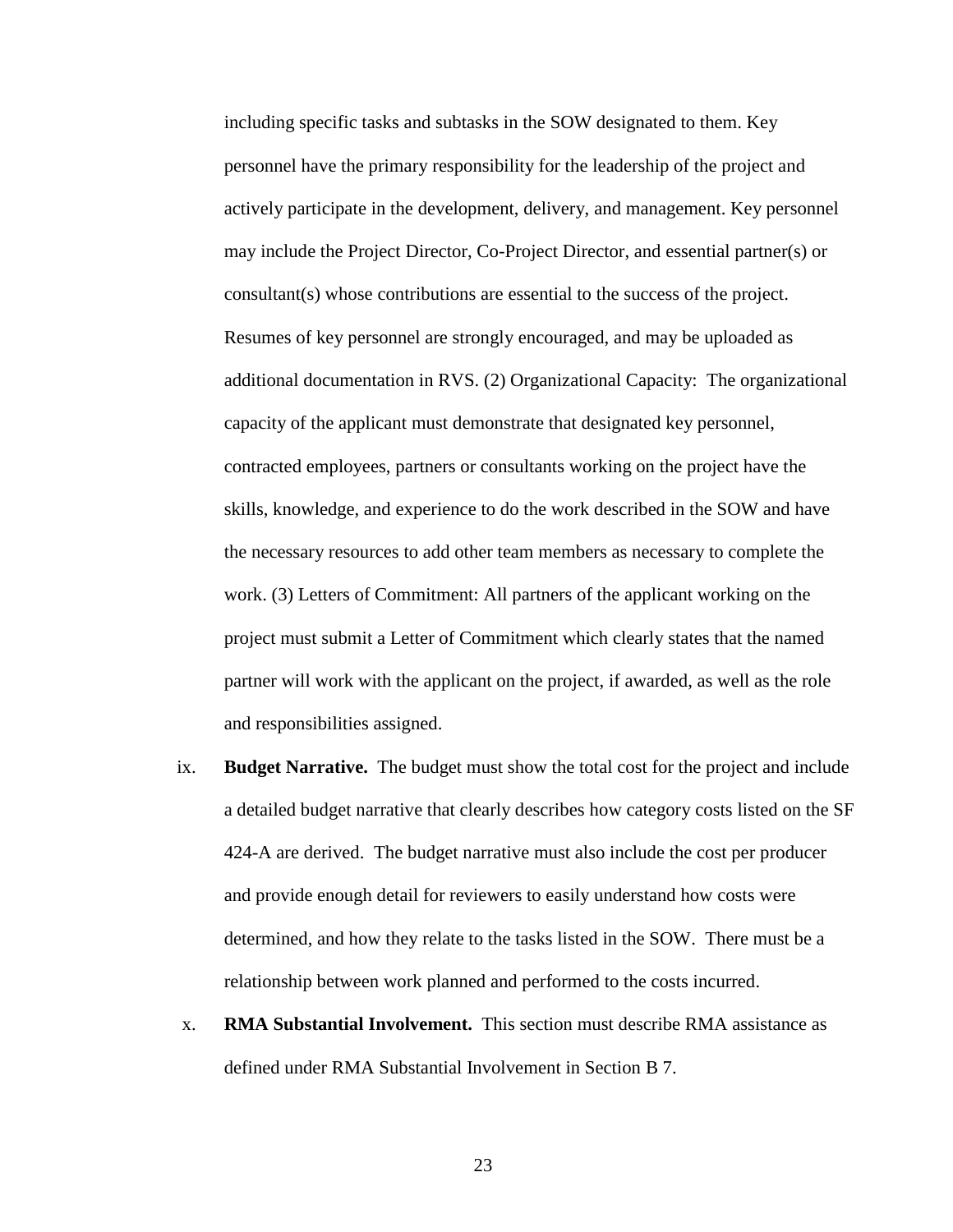including specific tasks and subtasks in the SOW designated to them. Key personnel have the primary responsibility for the leadership of the project and actively participate in the development, delivery, and management. Key personnel may include the Project Director, Co-Project Director, and essential partner(s) or consultant(s) whose contributions are essential to the success of the project. Resumes of key personnel are strongly encouraged, and may be uploaded as additional documentation in RVS. (2) Organizational Capacity: The organizational capacity of the applicant must demonstrate that designated key personnel, contracted employees, partners or consultants working on the project have the skills, knowledge, and experience to do the work described in the SOW and have the necessary resources to add other team members as necessary to complete the work. (3) Letters of Commitment: All partners of the applicant working on the project must submit a Letter of Commitment which clearly states that the named partner will work with the applicant on the project, if awarded, as well as the role and responsibilities assigned.

ix. **Budget Narrative.** The budget must show the total cost for the project and include a detailed budget narrative that clearly describes how category costs listed on the SF 424-A are derived. The budget narrative must also include the cost per producer and provide enough detail for reviewers to easily understand how costs were determined, and how they relate to the tasks listed in the SOW. There must be a relationship between work planned and performed to the costs incurred.

x. **RMA Substantial Involvement.** This section must describe RMA assistance as defined under RMA Substantial Involvement in Section B 7.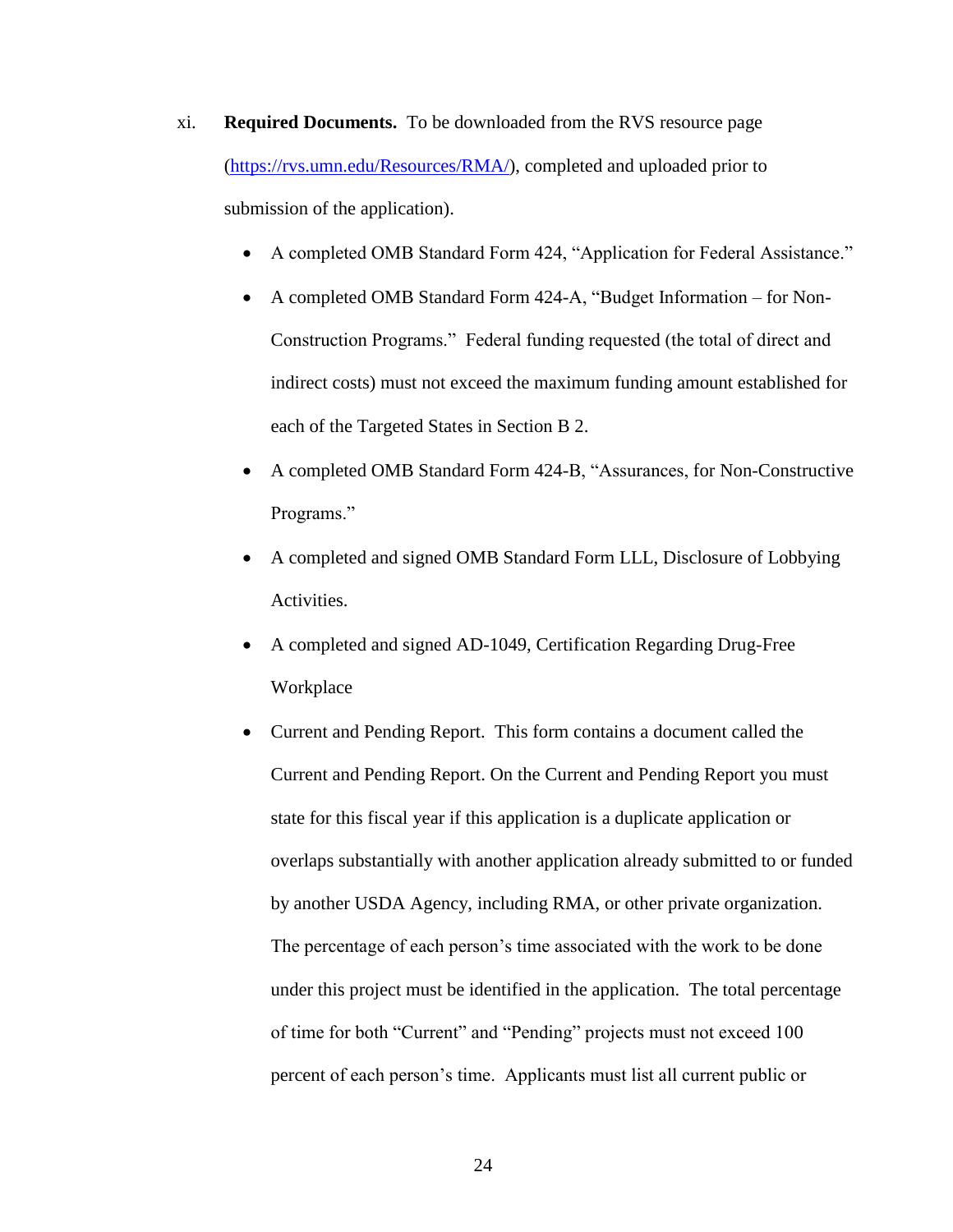xi. **Required Documents.** To be downloaded from the RVS resource page (https://rvs.umn.edu/Resources/RMA/), completed and uploaded prior to submission of the application).

- A completed OMB Standard Form 424, "Application for Federal Assistance."
- A completed OMB Standard Form 424-A, "Budget Information – for Non-Construction Programs." Federal funding requested (the total of direct and indirect costs) must not exceed the maximum funding amount established for each of the Targeted States in Section B 2.
- A completed OMB Standard Form 424-B, "Assurances, for Non-Constructive Programs."
- A completed and signed OMB Standard Form LLL, Disclosure of Lobbying Activities.
- A completed and signed AD-1049, Certification Regarding Drug-Free Workplace
- Current and Pending Report. This form contains a document called the Current and Pending Report. On the Current and Pending Report you must state for this fiscal year if this application is a duplicate application or overlaps substantially with another application already submitted to or funded by another USDA Agency, including RMA, or other private organization. The percentage of each person's time associated with the work to be done under this project must be identified in the application. The total percentage of time for both "Current" and "Pending" projects must not exceed 100 percent of each person's time. Applicants must list all current public or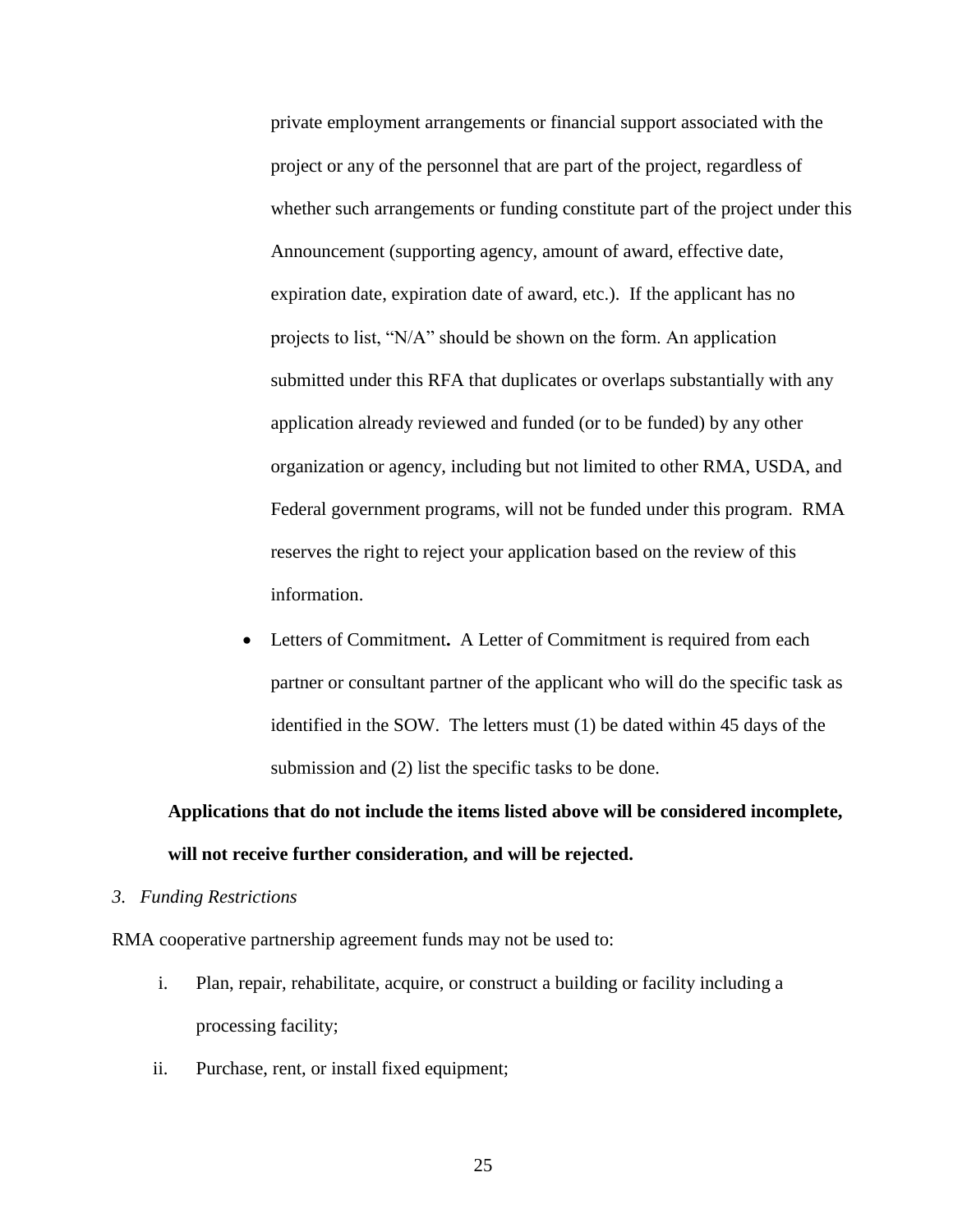private employment arrangements or financial support associated with the project or any of the personnel that are part of the project, regardless of whether such arrangements or funding constitute part of the project under this Announcement (supporting agency, amount of award, effective date, expiration date, expiration date of award, etc.). If the applicant has no projects to list, "N/A" should be shown on the form. An application submitted under this RFA that duplicates or overlaps substantially with any application already reviewed and funded (or to be funded) by any other organization or agency, including but not limited to other RMA, USDA, and Federal government programs, will not be funded under this program. RMA reserves the right to reject your application based on the review of this information.

- Letters of Commitment**.** A Letter of Commitment is required from each partner or consultant partner of the applicant who will do the specific task as identified in the SOW. The letters must (1) be dated within 45 days of the submission and (2) list the specific tasks to be done.

**Applications that do not include the items listed above will be considered incomplete, will not receive further consideration, and will be rejected.**

*3. Funding Restrictions*

RMA cooperative partnership agreement funds may not be used to:

i. Plan, repair, rehabilitate, acquire, or construct a building or facility including a processing facility;

ii. Purchase, rent, or install fixed equipment;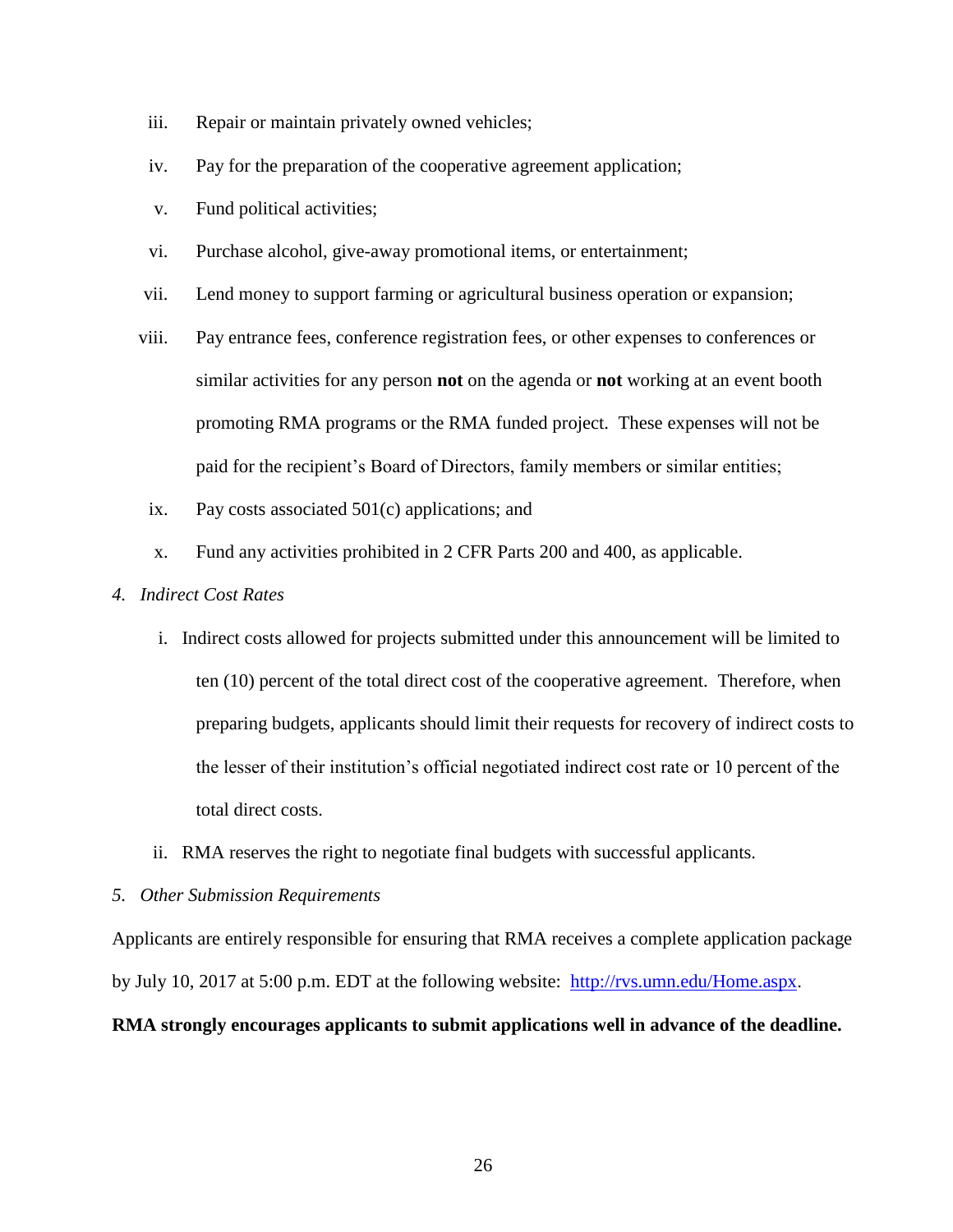iii. Repair or maintain privately owned vehicles;

iv. Pay for the preparation of the cooperative agreement application;

v. Fund political activities;

vi. Purchase alcohol, give-away promotional items, or entertainment;

vii. Lend money to support farming or agricultural business operation or expansion;

viii. Pay entrance fees, conference registration fees, or other expenses to conferences or similar activities for any person **not** on the agenda or **not** working at an event booth promoting RMA programs or the RMA funded project. These expenses will not be paid for the recipient's Board of Directors, family members or similar entities;

ix. Pay costs associated 501(c) applications; and

x. Fund any activities prohibited in 2 CFR Parts 200 and 400, as applicable.

*4. Indirect Cost Rates*

i. Indirect costs allowed for projects submitted under this announcement will be limited to ten (10) percent of the total direct cost of the cooperative agreement. Therefore, when preparing budgets, applicants should limit their requests for recovery of indirect costs to the lesser of their institution's official negotiated indirect cost rate or 10 percent of the total direct costs.

ii. RMA reserves the right to negotiate final budgets with successful applicants.

*5. Other Submission Requirements*

Applicants are entirely responsible for ensuring that RMA receives a complete application package by July 10, 2017 at 5:00 p.m. EDT at the following website: [http://rvs.umn.edu/Home.aspx](http://rvs.umn.edu/Home.aspx).

**RMA strongly encourages applicants to submit applications well in advance of the deadline.**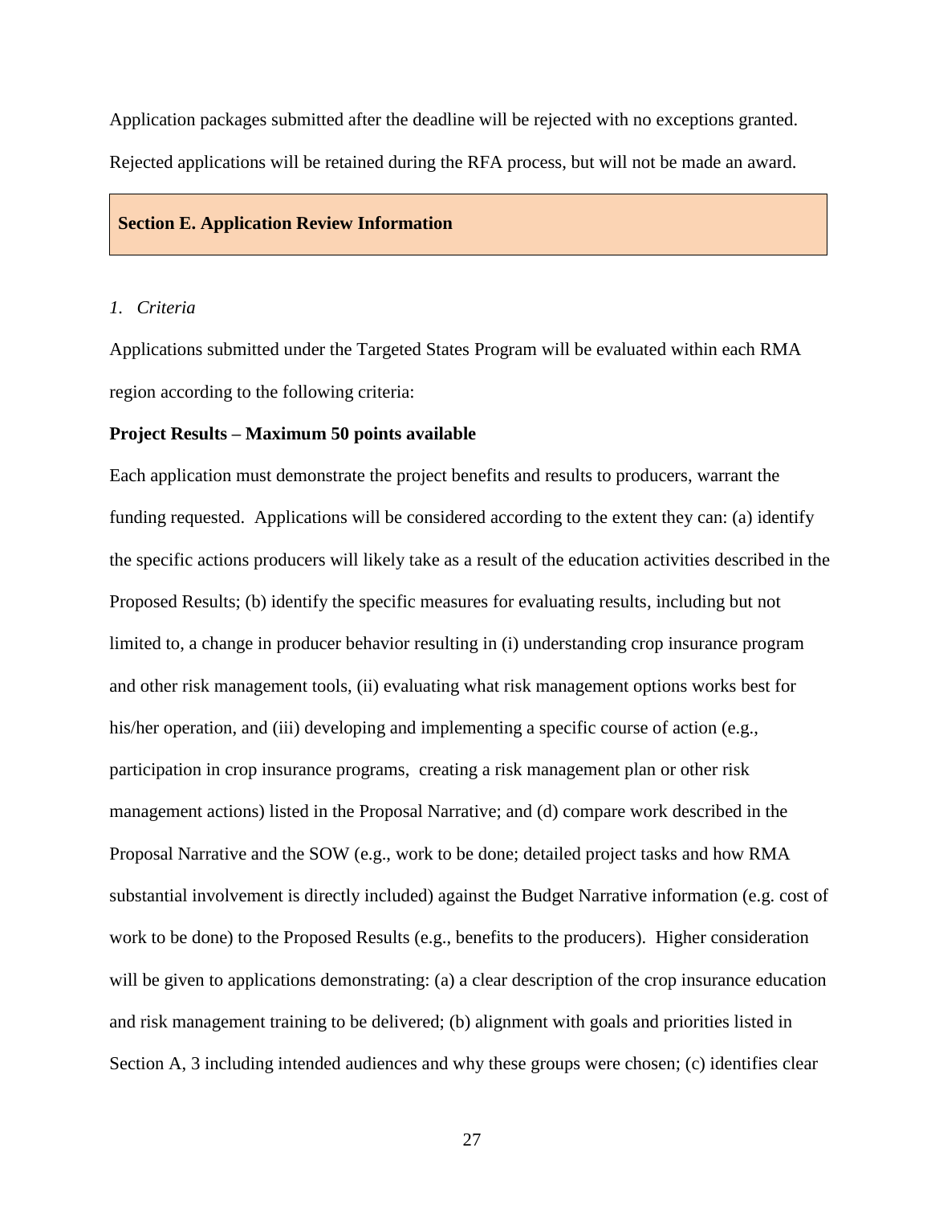Application packages submitted after the deadline will be rejected with no exceptions granted. Rejected applications will be retained during the RFA process, but will not be made an award.

## Section E. Application Review Information

*1. Criteria*

Applications submitted under the Targeted States Program will be evaluated within each RMA region according to the following criteria:

**Project Results – Maximum 50 points available**

Each application must demonstrate the project benefits and results to producers, warrant the funding requested. Applications will be considered according to the extent they can: (a) identify the specific actions producers will likely take as a result of the education activities described in the Proposed Results; (b) identify the specific measures for evaluating results, including but not limited to, a change in producer behavior resulting in (i) understanding crop insurance program and other risk management tools, (ii) evaluating what risk management options works best for his/her operation, and (iii) developing and implementing a specific course of action (e.g., participation in crop insurance programs, creating a risk management plan or other risk management actions) listed in the Proposal Narrative; and (d) compare work described in the Proposal Narrative and the SOW (e.g., work to be done; detailed project tasks and how RMA substantial involvement is directly included) against the Budget Narrative information (e.g. cost of work to be done) to the Proposed Results (e.g., benefits to the producers). Higher consideration will be given to applications demonstrating: (a) a clear description of the crop insurance education and risk management training to be delivered; (b) alignment with goals and priorities listed in Section A, 3 including intended audiences and why these groups were chosen; (c) identifies clear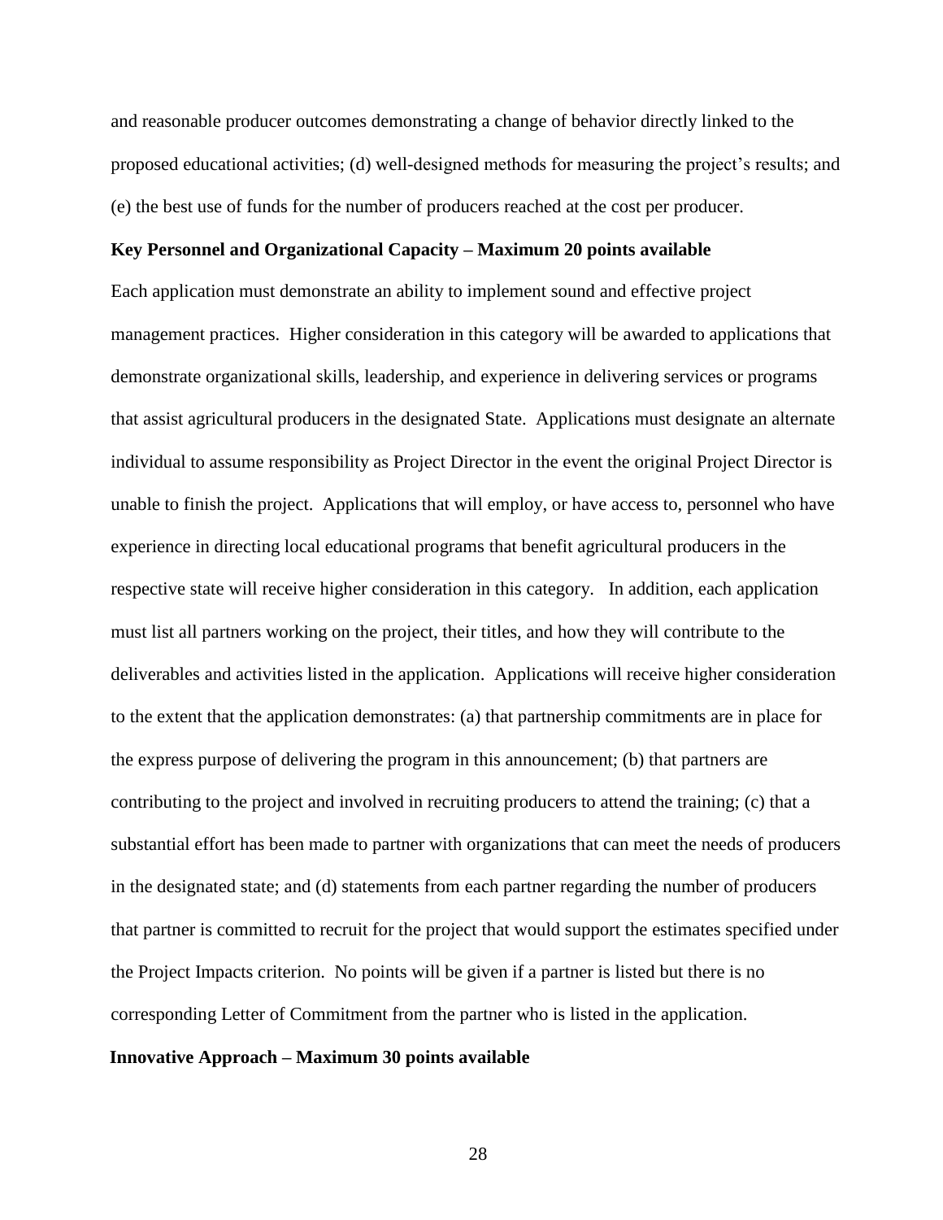and reasonable producer outcomes demonstrating a change of behavior directly linked to the proposed educational activities; (d) well-designed methods for measuring the project's results; and (e) the best use of funds for the number of producers reached at the cost per producer.

**Key Personnel and Organizational Capacity – Maximum 20 points available**

Each application must demonstrate an ability to implement sound and effective project management practices. Higher consideration in this category will be awarded to applications that demonstrate organizational skills, leadership, and experience in delivering services or programs that assist agricultural producers in the designated State. Applications must designate an alternate individual to assume responsibility as Project Director in the event the original Project Director is unable to finish the project. Applications that will employ, or have access to, personnel who have experience in directing local educational programs that benefit agricultural producers in the respective state will receive higher consideration in this category. In addition, each application must list all partners working on the project, their titles, and how they will contribute to the deliverables and activities listed in the application. Applications will receive higher consideration to the extent that the application demonstrates: (a) that partnership commitments are in place for the express purpose of delivering the program in this announcement; (b) that partners are contributing to the project and involved in recruiting producers to attend the training; (c) that a substantial effort has been made to partner with organizations that can meet the needs of producers in the designated state; and (d) statements from each partner regarding the number of producers that partner is committed to recruit for the project that would support the estimates specified under the Project Impacts criterion. No points will be given if a partner is listed but there is no corresponding Letter of Commitment from the partner who is listed in the application.

**Innovative Approach – Maximum 30 points available**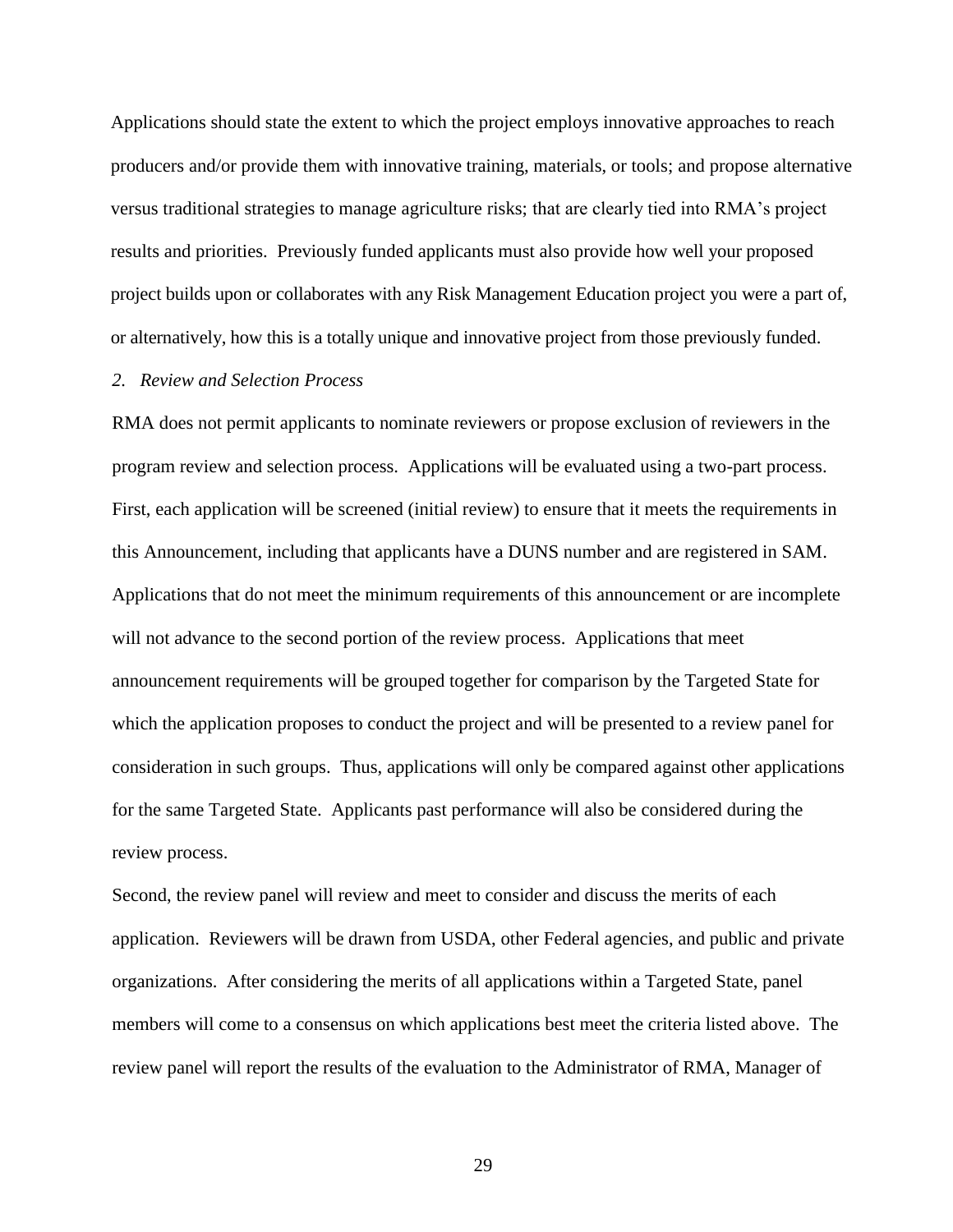Applications should state the extent to which the project employs innovative approaches to reach producers and/or provide them with innovative training, materials, or tools; and propose alternative versus traditional strategies to manage agriculture risks; that are clearly tied into RMA's project results and priorities. Previously funded applicants must also provide how well your proposed project builds upon or collaborates with any Risk Management Education project you were a part of, or alternatively, how this is a totally unique and innovative project from those previously funded.

*2. Review and Selection Process*

RMA does not permit applicants to nominate reviewers or propose exclusion of reviewers in the program review and selection process. Applications will be evaluated using a two-part process. First, each application will be screened (initial review) to ensure that it meets the requirements in this Announcement, including that applicants have a DUNS number and are registered in SAM. Applications that do not meet the minimum requirements of this announcement or are incomplete will not advance to the second portion of the review process. Applications that meet announcement requirements will be grouped together for comparison by the Targeted State for which the application proposes to conduct the project and will be presented to a review panel for consideration in such groups. Thus, applications will only be compared against other applications for the same Targeted State. Applicants past performance will also be considered during the review process.

Second, the review panel will review and meet to consider and discuss the merits of each application. Reviewers will be drawn from USDA, other Federal agencies, and public and private organizations. After considering the merits of all applications within a Targeted State, panel members will come to a consensus on which applications best meet the criteria listed above. The review panel will report the results of the evaluation to the Administrator of RMA, Manager of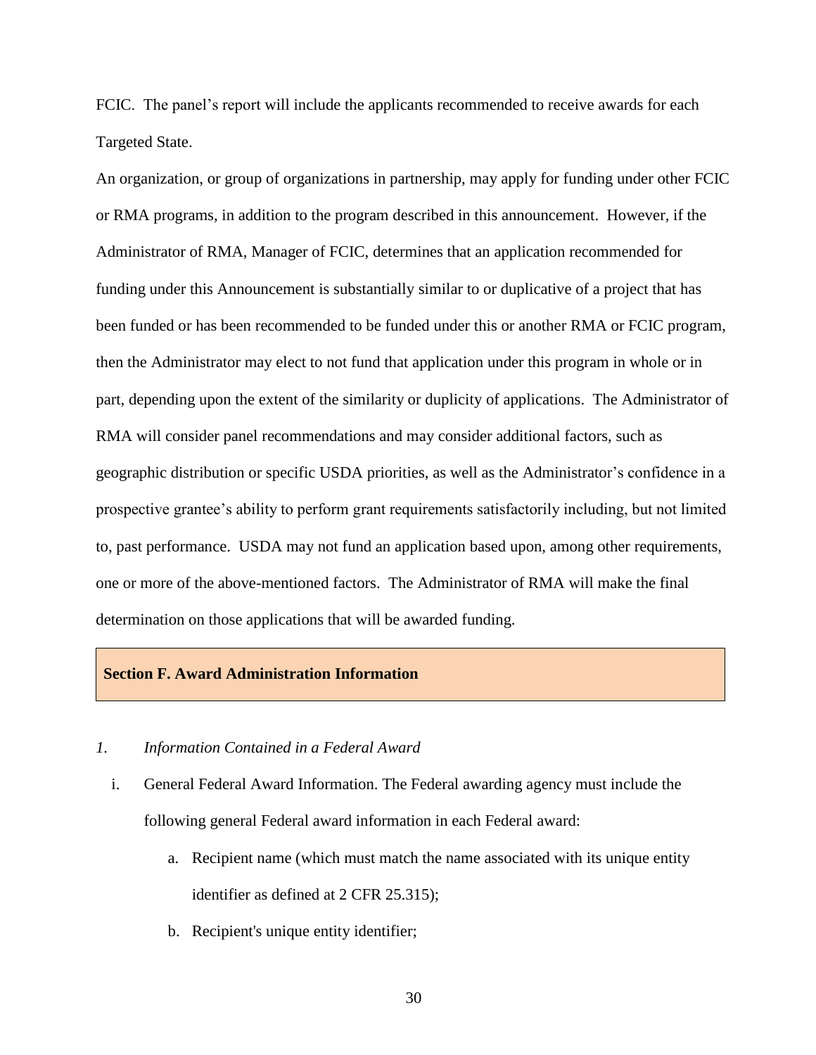FCIC. The panel's report will include the applicants recommended to receive awards for each Targeted State.

An organization, or group of organizations in partnership, may apply for funding under other FCIC or RMA programs, in addition to the program described in this announcement. However, if the Administrator of RMA, Manager of FCIC, determines that an application recommended for funding under this Announcement is substantially similar to or duplicative of a project that has been funded or has been recommended to be funded under this or another RMA or FCIC program, then the Administrator may elect to not fund that application under this program in whole or in part, depending upon the extent of the similarity or duplicity of applications. The Administrator of RMA will consider panel recommendations and may consider additional factors, such as geographic distribution or specific USDA priorities, as well as the Administrator's confidence in a prospective grantee's ability to perform grant requirements satisfactorily including, but not limited to, past performance. USDA may not fund an application based upon, among other requirements, one or more of the above-mentioned factors. The Administrator of RMA will make the final determination on those applications that will be awarded funding.

## Section F. Award Administration Information

*1. Information Contained in a Federal Award*

i. General Federal Award Information. The Federal awarding agency must include the following general Federal award information in each Federal award:

   a. Recipient name (which must match the name associated with its unique entity identifier as defined at 2 CFR 25.315);

   b. Recipient's unique entity identifier;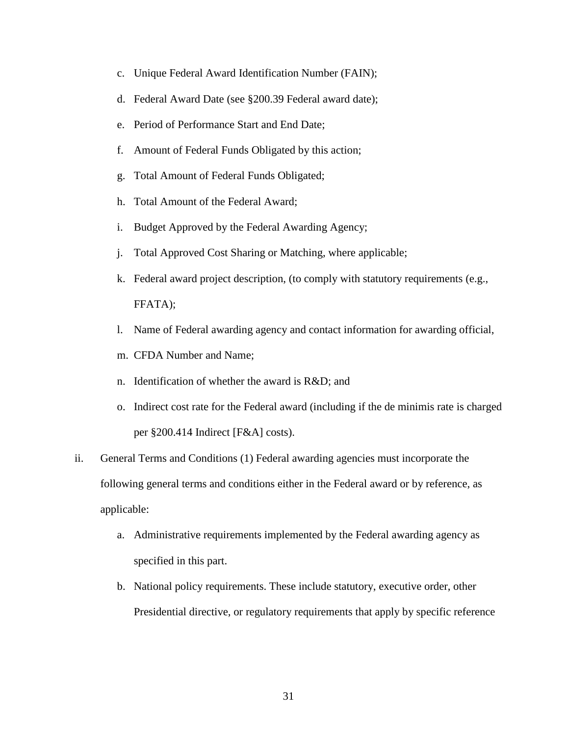c. Unique Federal Award Identification Number (FAIN);

d. Federal Award Date (see §200.39 Federal award date);

e. Period of Performance Start and End Date;

f. Amount of Federal Funds Obligated by this action;

g. Total Amount of Federal Funds Obligated;

h. Total Amount of the Federal Award;

i. Budget Approved by the Federal Awarding Agency;

j. Total Approved Cost Sharing or Matching, where applicable;

k. Federal award project description, (to comply with statutory requirements (e.g., FFATA);

l. Name of Federal awarding agency and contact information for awarding official,

m. CFDA Number and Name;

n. Identification of whether the award is R&D; and

o. Indirect cost rate for the Federal award (including if the de minimis rate is charged per §200.414 Indirect [F&A] costs).

ii. General Terms and Conditions (1) Federal awarding agencies must incorporate the following general terms and conditions either in the Federal award or by reference, as applicable:

a. Administrative requirements implemented by the Federal awarding agency as specified in this part.

b. National policy requirements. These include statutory, executive order, other Presidential directive, or regulatory requirements that apply by specific reference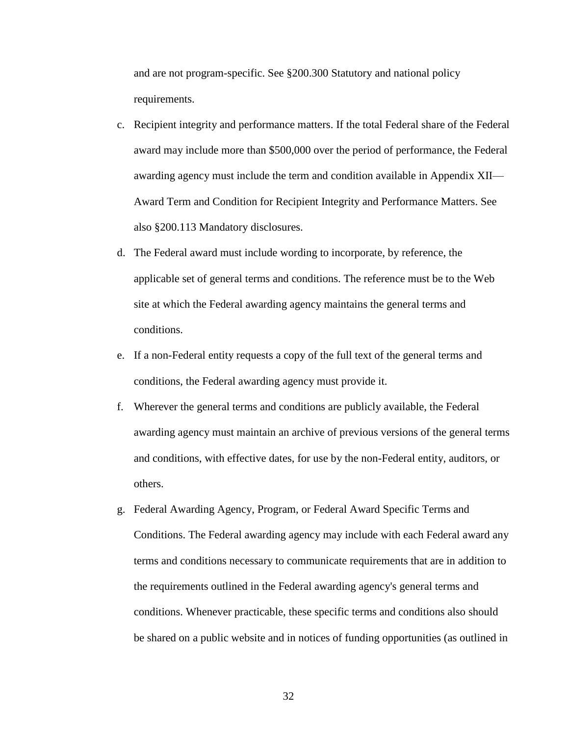and are not program-specific. See §200.300 Statutory and national policy requirements.

c. Recipient integrity and performance matters. If the total Federal share of the Federal award may include more than $500,000 over the period of performance, the Federal awarding agency must include the term and condition available in Appendix XII—Award Term and Condition for Recipient Integrity and Performance Matters. See also §200.113 Mandatory disclosures.

d. The Federal award must include wording to incorporate, by reference, the applicable set of general terms and conditions. The reference must be to the Web site at which the Federal awarding agency maintains the general terms and conditions.

e. If a non-Federal entity requests a copy of the full text of the general terms and conditions, the Federal awarding agency must provide it.

f. Wherever the general terms and conditions are publicly available, the Federal awarding agency must maintain an archive of previous versions of the general terms and conditions, with effective dates, for use by the non-Federal entity, auditors, or others.

g. Federal Awarding Agency, Program, or Federal Award Specific Terms and Conditions. The Federal awarding agency may include with each Federal award any terms and conditions necessary to communicate requirements that are in addition to the requirements outlined in the Federal awarding agency's general terms and conditions. Whenever practicable, these specific terms and conditions also should be shared on a public website and in notices of funding opportunities (as outlined in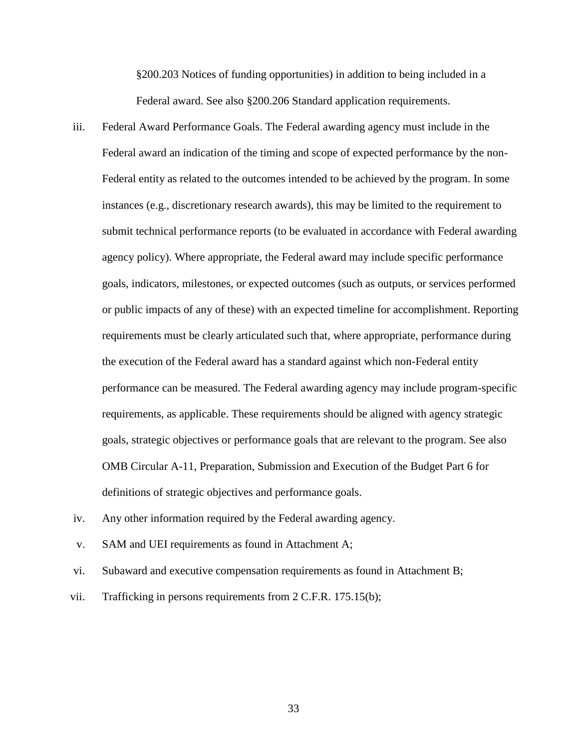§200.203 Notices of funding opportunities) in addition to being included in a Federal award. See also §200.206 Standard application requirements.

iii. Federal Award Performance Goals. The Federal awarding agency must include in the Federal award an indication of the timing and scope of expected performance by the non-Federal entity as related to the outcomes intended to be achieved by the program. In some instances (e.g., discretionary research awards), this may be limited to the requirement to submit technical performance reports (to be evaluated in accordance with Federal awarding agency policy). Where appropriate, the Federal award may include specific performance goals, indicators, milestones, or expected outcomes (such as outputs, or services performed or public impacts of any of these) with an expected timeline for accomplishment. Reporting requirements must be clearly articulated such that, where appropriate, performance during the execution of the Federal award has a standard against which non-Federal entity performance can be measured. The Federal awarding agency may include program-specific requirements, as applicable. These requirements should be aligned with agency strategic goals, strategic objectives or performance goals that are relevant to the program. See also OMB Circular A-11, Preparation, Submission and Execution of the Budget Part 6 for definitions of strategic objectives and performance goals.

iv. Any other information required by the Federal awarding agency.

v. SAM and UEI requirements as found in Attachment A;

vi. Subaward and executive compensation requirements as found in Attachment B;

vii. Trafficking in persons requirements from 2 C.F.R. 175.15(b);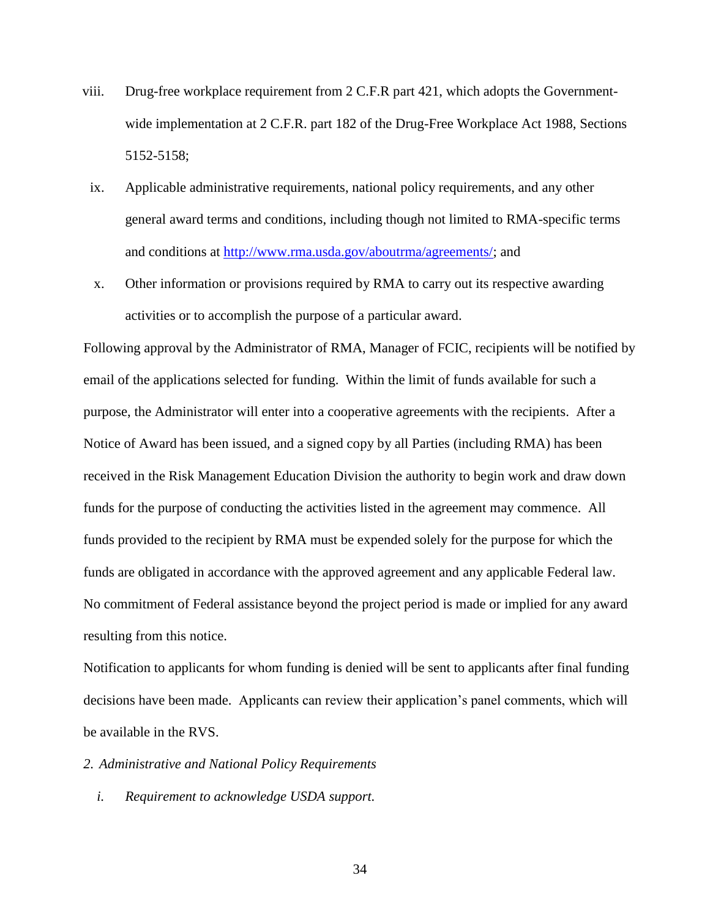viii. Drug-free workplace requirement from 2 C.F.R part 421, which adopts the Government-wide implementation at 2 C.F.R. part 182 of the Drug-Free Workplace Act 1988, Sections 5152-5158;

ix. Applicable administrative requirements, national policy requirements, and any other general award terms and conditions, including though not limited to RMA-specific terms and conditions at [http://www.rma.usda.gov/aboutrma/agreements/](http://www.rma.usda.gov/aboutrma/agreements/); and

x. Other information or provisions required by RMA to carry out its respective awarding activities or to accomplish the purpose of a particular award.

Following approval by the Administrator of RMA, Manager of FCIC, recipients will be notified by email of the applications selected for funding. Within the limit of funds available for such a purpose, the Administrator will enter into a cooperative agreements with the recipients. After a Notice of Award has been issued, and a signed copy by all Parties (including RMA) has been received in the Risk Management Education Division the authority to begin work and draw down funds for the purpose of conducting the activities listed in the agreement may commence. All funds provided to the recipient by RMA must be expended solely for the purpose for which the funds are obligated in accordance with the approved agreement and any applicable Federal law. No commitment of Federal assistance beyond the project period is made or implied for any award resulting from this notice.

Notification to applicants for whom funding is denied will be sent to applicants after final funding decisions have been made. Applicants can review their application's panel comments, which will be available in the RVS.

*2. Administrative and National Policy Requirements*

*i. Requirement to acknowledge USDA support.*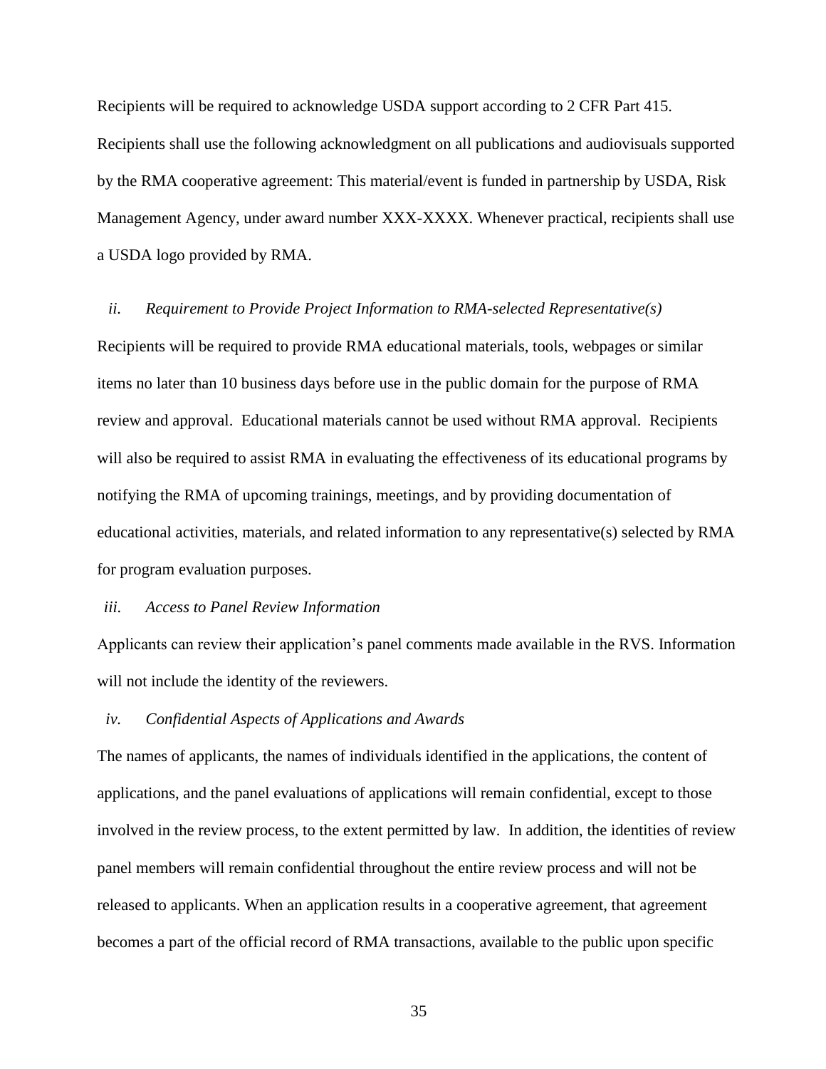Recipients will be required to acknowledge USDA support according to 2 CFR Part 415. Recipients shall use the following acknowledgment on all publications and audiovisuals supported by the RMA cooperative agreement: This material/event is funded in partnership by USDA, Risk Management Agency, under award number XXX-XXXX. Whenever practical, recipients shall use a USDA logo provided by RMA.

*ii. Requirement to Provide Project Information to RMA-selected Representative(s)*

Recipients will be required to provide RMA educational materials, tools, webpages or similar items no later than 10 business days before use in the public domain for the purpose of RMA review and approval. Educational materials cannot be used without RMA approval. Recipients will also be required to assist RMA in evaluating the effectiveness of its educational programs by notifying the RMA of upcoming trainings, meetings, and by providing documentation of educational activities, materials, and related information to any representative(s) selected by RMA for program evaluation purposes.

*iii. Access to Panel Review Information*

Applicants can review their application's panel comments made available in the RVS. Information will not include the identity of the reviewers.

*iv. Confidential Aspects of Applications and Awards*

The names of applicants, the names of individuals identified in the applications, the content of applications, and the panel evaluations of applications will remain confidential, except to those involved in the review process, to the extent permitted by law. In addition, the identities of review panel members will remain confidential throughout the entire review process and will not be released to applicants. When an application results in a cooperative agreement, that agreement becomes a part of the official record of RMA transactions, available to the public upon specific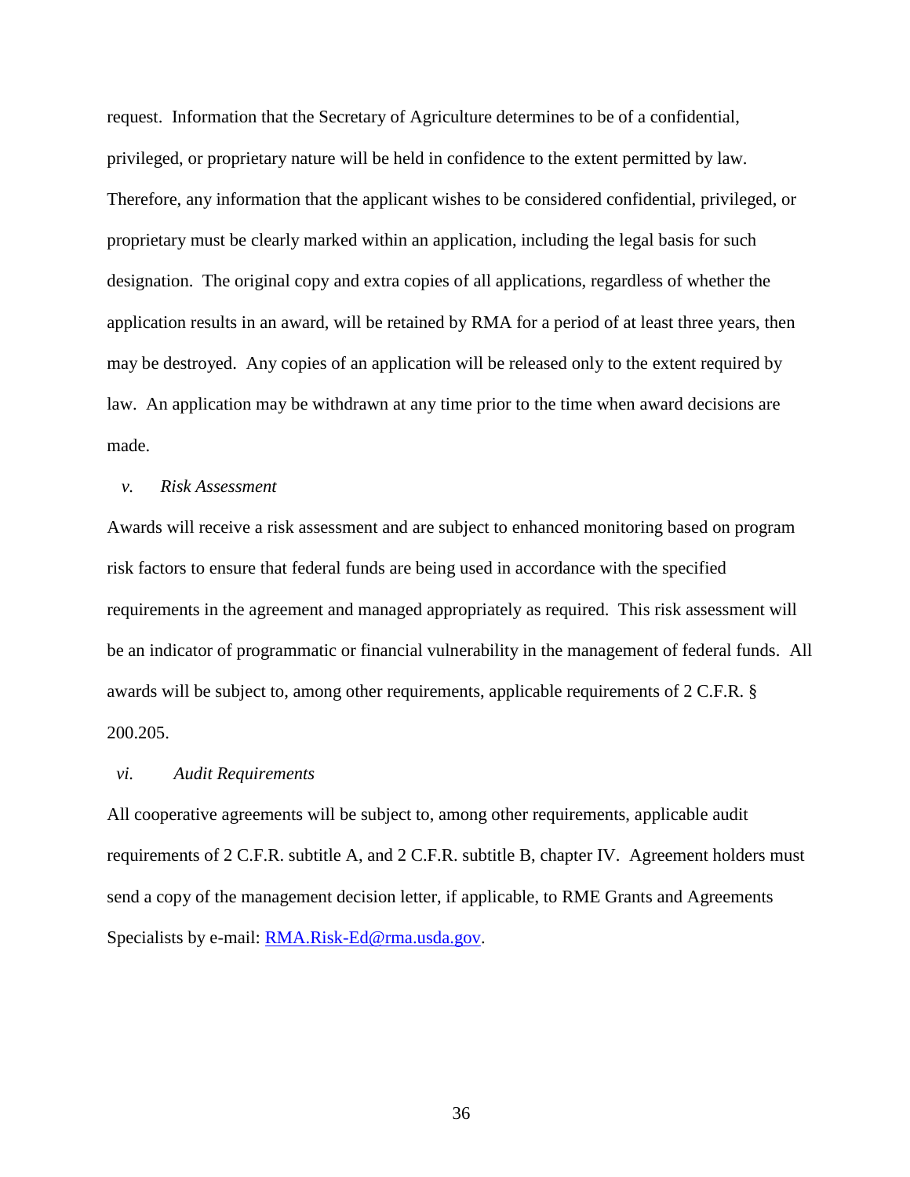request. Information that the Secretary of Agriculture determines to be of a confidential, privileged, or proprietary nature will be held in confidence to the extent permitted by law. Therefore, any information that the applicant wishes to be considered confidential, privileged, or proprietary must be clearly marked within an application, including the legal basis for such designation. The original copy and extra copies of all applications, regardless of whether the application results in an award, will be retained by RMA for a period of at least three years, then may be destroyed. Any copies of an application will be released only to the extent required by law. An application may be withdrawn at any time prior to the time when award decisions are made.

*v. Risk Assessment*

Awards will receive a risk assessment and are subject to enhanced monitoring based on program risk factors to ensure that federal funds are being used in accordance with the specified requirements in the agreement and managed appropriately as required. This risk assessment will be an indicator of programmatic or financial vulnerability in the management of federal funds. All awards will be subject to, among other requirements, applicable requirements of 2 C.F.R. § 200.205.

*vi. Audit Requirements*

All cooperative agreements will be subject to, among other requirements, applicable audit requirements of 2 C.F.R. subtitle A, and 2 C.F.R. subtitle B, chapter IV. Agreement holders must send a copy of the management decision letter, if applicable, to RME Grants and Agreements Specialists by e-mail: [RMA.Risk-Ed@rma.usda.gov](mailto:RMA.Risk-Ed@rma.usda.gov).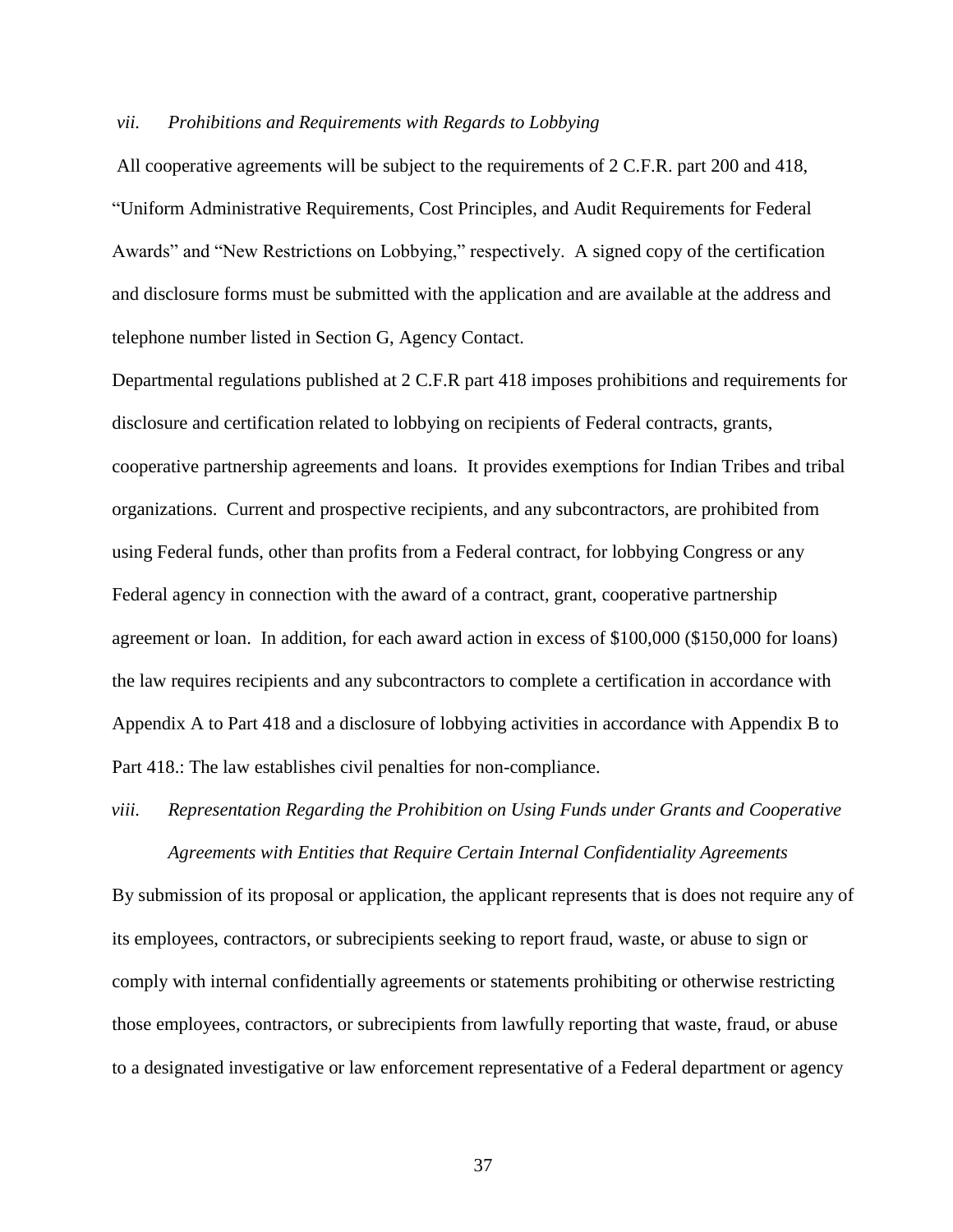*vii. Prohibitions and Requirements with Regards to Lobbying*

All cooperative agreements will be subject to the requirements of 2 C.F.R. part 200 and 418, "Uniform Administrative Requirements, Cost Principles, and Audit Requirements for Federal Awards" and "New Restrictions on Lobbying," respectively. A signed copy of the certification and disclosure forms must be submitted with the application and are available at the address and telephone number listed in Section G, Agency Contact.

Departmental regulations published at 2 C.F.R part 418 imposes prohibitions and requirements for disclosure and certification related to lobbying on recipients of Federal contracts, grants, cooperative partnership agreements and loans. It provides exemptions for Indian Tribes and tribal organizations. Current and prospective recipients, and any subcontractors, are prohibited from using Federal funds, other than profits from a Federal contract, for lobbying Congress or any Federal agency in connection with the award of a contract, grant, cooperative partnership agreement or loan. In addition, for each award action in excess of $100,000 ($150,000 for loans) the law requires recipients and any subcontractors to complete a certification in accordance with Appendix A to Part 418 and a disclosure of lobbying activities in accordance with Appendix B to Part 418.: The law establishes civil penalties for non-compliance.

*viii. Representation Regarding the Prohibition on Using Funds under Grants and Cooperative Agreements with Entities that Require Certain Internal Confidentiality Agreements*

By submission of its proposal or application, the applicant represents that is does not require any of its employees, contractors, or subrecipients seeking to report fraud, waste, or abuse to sign or comply with internal confidentially agreements or statements prohibiting or otherwise restricting those employees, contractors, or subrecipients from lawfully reporting that waste, fraud, or abuse to a designated investigative or law enforcement representative of a Federal department or agency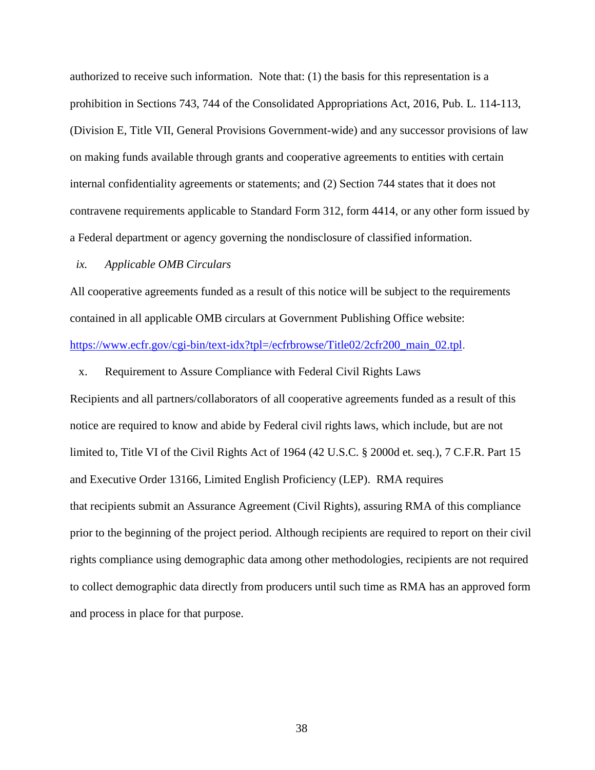authorized to receive such information. Note that: (1) the basis for this representation is a prohibition in Sections 743, 744 of the Consolidated Appropriations Act, 2016, Pub. L. 114-113, (Division E, Title VII, General Provisions Government-wide) and any successor provisions of law on making funds available through grants and cooperative agreements to entities with certain internal confidentiality agreements or statements; and (2) Section 744 states that it does not contravene requirements applicable to Standard Form 312, form 4414, or any other form issued by a Federal department or agency governing the nondisclosure of classified information.

*ix. Applicable OMB Circulars*

All cooperative agreements funded as a result of this notice will be subject to the requirements contained in all applicable OMB circulars at Government Publishing Office website: [https://www.ecfr.gov/cgi-bin/text-idx?tpl=/ecfrbrowse/Title02/2cfr200_main_02.tpl](https://www.ecfr.gov/cgi-bin/text-idx?tpl=/ecfrbrowse/Title02/2cfr200_main_02.tpl).

x. Requirement to Assure Compliance with Federal Civil Rights Laws

Recipients and all partners/collaborators of all cooperative agreements funded as a result of this notice are required to know and abide by Federal civil rights laws, which include, but are not limited to, Title VI of the Civil Rights Act of 1964 (42 U.S.C. § 2000d et. seq.), 7 C.F.R. Part 15 and Executive Order 13166, Limited English Proficiency (LEP). RMA requires that recipients submit an Assurance Agreement (Civil Rights), assuring RMA of this compliance prior to the beginning of the project period. Although recipients are required to report on their civil rights compliance using demographic data among other methodologies, recipients are not required to collect demographic data directly from producers until such time as RMA has an approved form and process in place for that purpose.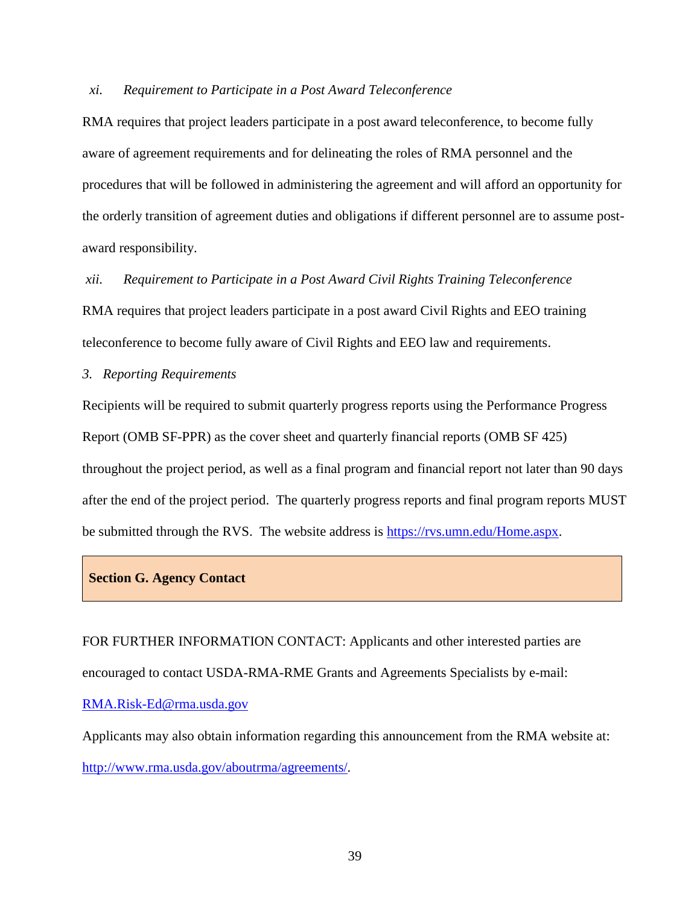*xi. Requirement to Participate in a Post Award Teleconference*

RMA requires that project leaders participate in a post award teleconference, to become fully aware of agreement requirements and for delineating the roles of RMA personnel and the procedures that will be followed in administering the agreement and will afford an opportunity for the orderly transition of agreement duties and obligations if different personnel are to assume post-award responsibility.

*xii. Requirement to Participate in a Post Award Civil Rights Training Teleconference*

RMA requires that project leaders participate in a post award Civil Rights and EEO training teleconference to become fully aware of Civil Rights and EEO law and requirements.

*3. Reporting Requirements*

Recipients will be required to submit quarterly progress reports using the Performance Progress Report (OMB SF-PPR) as the cover sheet and quarterly financial reports (OMB SF 425) throughout the project period, as well as a final program and financial report not later than 90 days after the end of the project period. The quarterly progress reports and final program reports MUST be submitted through the RVS. The website address is [https://rvs.umn.edu/Home.aspx](https://rvs.umn.edu/Home.aspx).

## Section G. Agency Contact

FOR FURTHER INFORMATION CONTACT: Applicants and other interested parties are encouraged to contact USDA-RMA-RME Grants and Agreements Specialists by e-mail: [RMA.Risk-Ed@rma.usda.gov](mailto:RMA.Risk-Ed@rma.usda.gov)

Applicants may also obtain information regarding this announcement from the RMA website at: [http://www.rma.usda.gov/aboutrma/agreements/](http://www.rma.usda.gov/aboutrma/agreements/).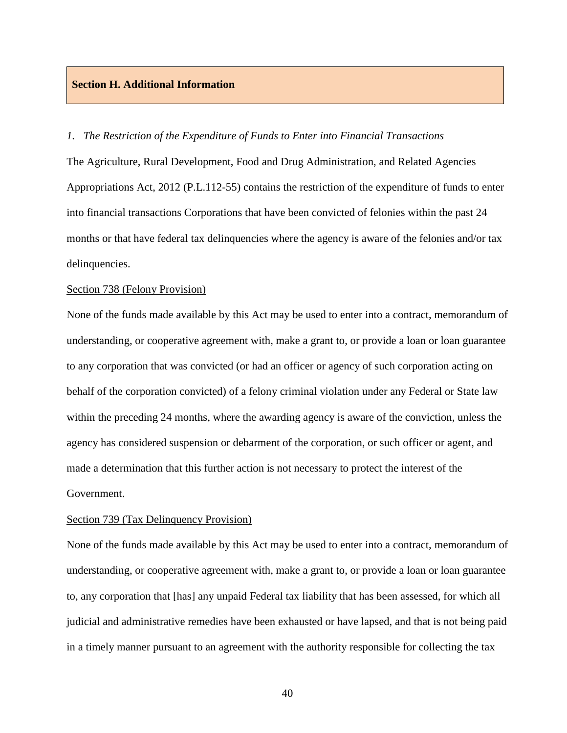## Section H. Additional Information

*1. The Restriction of the Expenditure of Funds to Enter into Financial Transactions*

The Agriculture, Rural Development, Food and Drug Administration, and Related Agencies Appropriations Act, 2012 (P.L.112-55) contains the restriction of the expenditure of funds to enter into financial transactions Corporations that have been convicted of felonies within the past 24 months or that have federal tax delinquencies where the agency is aware of the felonies and/or tax delinquencies.

<u>Section 738 (Felony Provision)</u>

None of the funds made available by this Act may be used to enter into a contract, memorandum of understanding, or cooperative agreement with, make a grant to, or provide a loan or loan guarantee to any corporation that was convicted (or had an officer or agency of such corporation acting on behalf of the corporation convicted) of a felony criminal violation under any Federal or State law within the preceding 24 months, where the awarding agency is aware of the conviction, unless the agency has considered suspension or debarment of the corporation, or such officer or agent, and made a determination that this further action is not necessary to protect the interest of the Government.

<u>Section 739 (Tax Delinquency Provision)</u>

None of the funds made available by this Act may be used to enter into a contract, memorandum of understanding, or cooperative agreement with, make a grant to, or provide a loan or loan guarantee to, any corporation that [has] any unpaid Federal tax liability that has been assessed, for which all judicial and administrative remedies have been exhausted or have lapsed, and that is not being paid in a timely manner pursuant to an agreement with the authority responsible for collecting the tax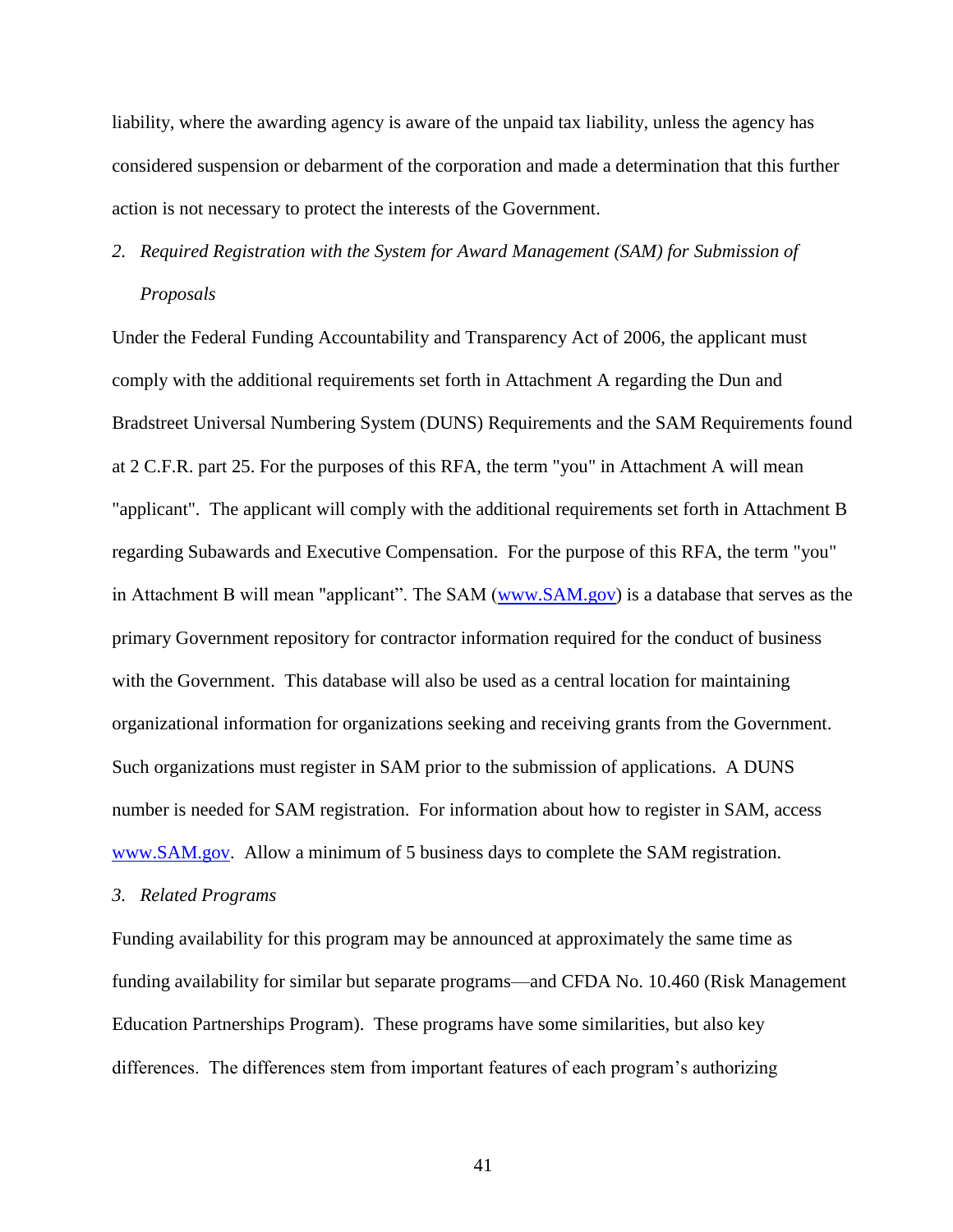liability, where the awarding agency is aware of the unpaid tax liability, unless the agency has considered suspension or debarment of the corporation and made a determination that this further action is not necessary to protect the interests of the Government.

*2. Required Registration with the System for Award Management (SAM) for Submission of Proposals*

Under the Federal Funding Accountability and Transparency Act of 2006, the applicant must comply with the additional requirements set forth in Attachment A regarding the Dun and Bradstreet Universal Numbering System (DUNS) Requirements and the SAM Requirements found at 2 C.F.R. part 25. For the purposes of this RFA, the term "you" in Attachment A will mean "applicant". The applicant will comply with the additional requirements set forth in Attachment B regarding Subawards and Executive Compensation. For the purpose of this RFA, the term "you" in Attachment B will mean "applicant". The SAM (www.SAM.gov) is a database that serves as the primary Government repository for contractor information required for the conduct of business with the Government. This database will also be used as a central location for maintaining organizational information for organizations seeking and receiving grants from the Government. Such organizations must register in SAM prior to the submission of applications. A DUNS number is needed for SAM registration. For information about how to register in SAM, access www.SAM.gov. Allow a minimum of 5 business days to complete the SAM registration.

*3. Related Programs*

Funding availability for this program may be announced at approximately the same time as funding availability for similar but separate programs—and CFDA No. 10.460 (Risk Management Education Partnerships Program). These programs have some similarities, but also key differences. The differences stem from important features of each program's authorizing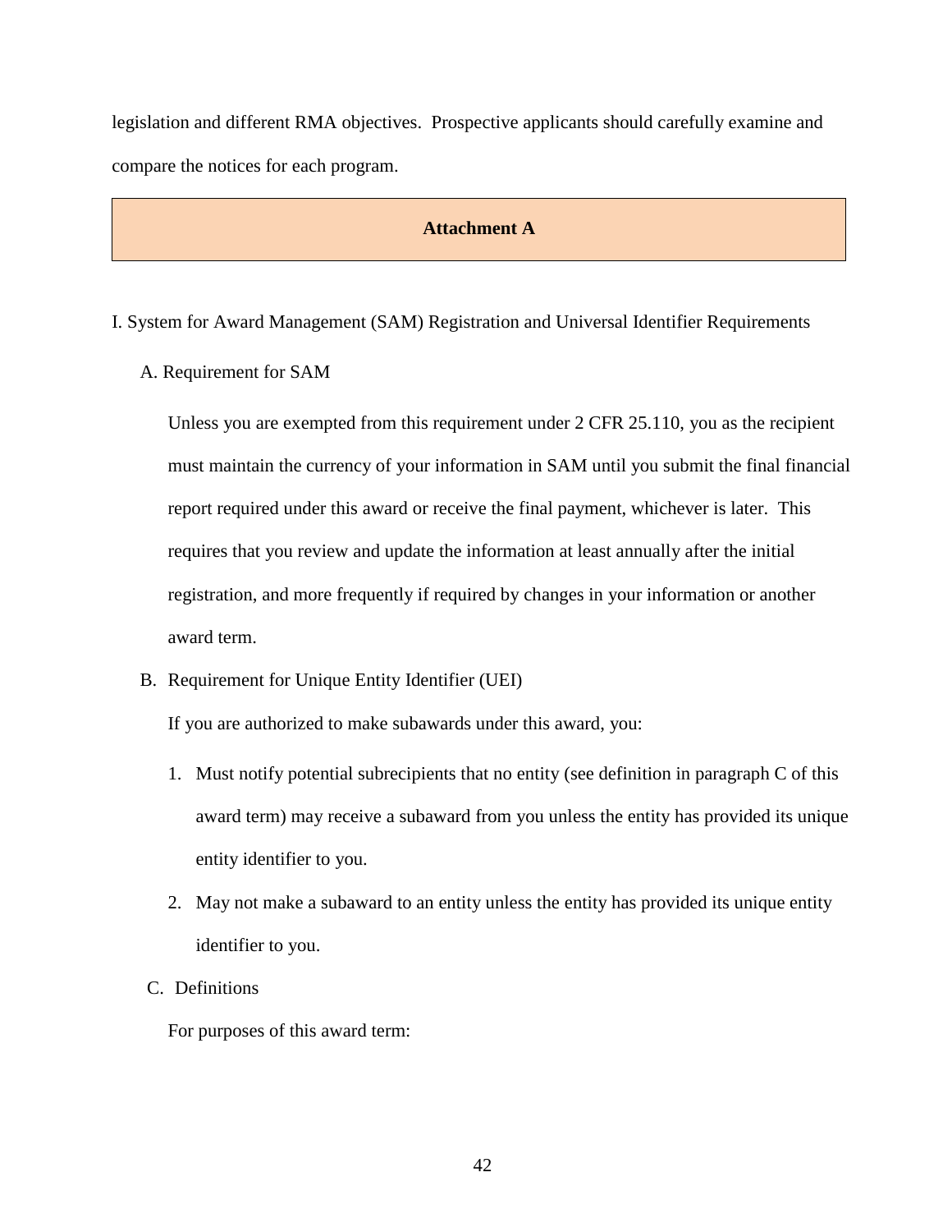legislation and different RMA objectives. Prospective applicants should carefully examine and compare the notices for each program.

## Attachment A

I. System for Award Management (SAM) Registration and Universal Identifier Requirements

A. Requirement for SAM

Unless you are exempted from this requirement under 2 CFR 25.110, you as the recipient must maintain the currency of your information in SAM until you submit the final financial report required under this award or receive the final payment, whichever is later. This requires that you review and update the information at least annually after the initial registration, and more frequently if required by changes in your information or another award term.

B. Requirement for Unique Entity Identifier (UEI)

If you are authorized to make subawards under this award, you:

1. Must notify potential subrecipients that no entity (see definition in paragraph C of this award term) may receive a subaward from you unless the entity has provided its unique entity identifier to you.
2. May not make a subaward to an entity unless the entity has provided its unique entity identifier to you.

C. Definitions

For purposes of this award term: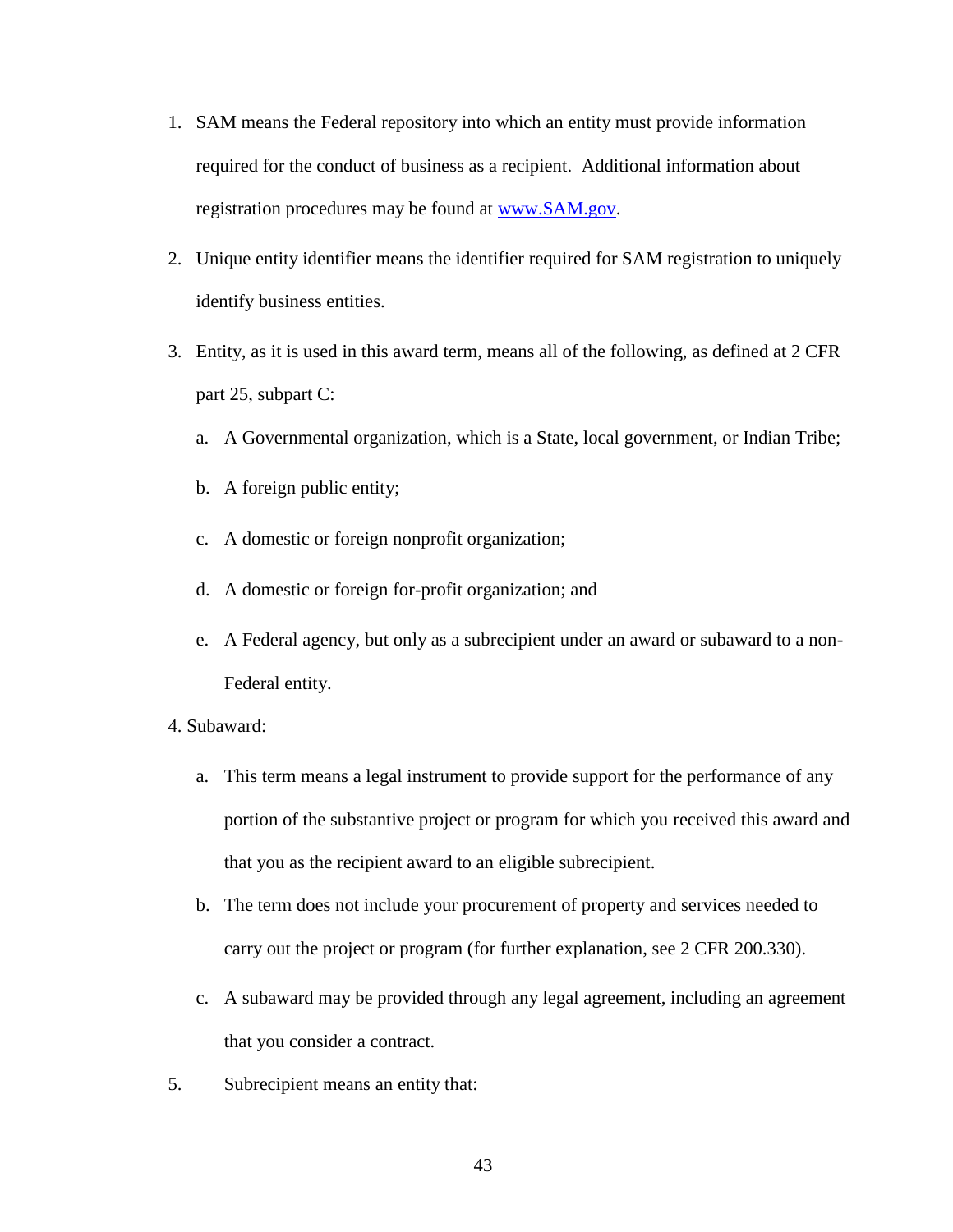1. SAM means the Federal repository into which an entity must provide information required for the conduct of business as a recipient. Additional information about registration procedures may be found at [www.SAM.gov](http://www.SAM.gov).
2. Unique entity identifier means the identifier required for SAM registration to uniquely identify business entities.
3. Entity, as it is used in this award term, means all of the following, as defined at 2 CFR part 25, subpart C:
   a. A Governmental organization, which is a State, local government, or Indian Tribe;
   b. A foreign public entity;
   c. A domestic or foreign nonprofit organization;
   d. A domestic or foreign for-profit organization; and
   e. A Federal agency, but only as a subrecipient under an award or subaward to a non-Federal entity.
4. Subaward:
   a. This term means a legal instrument to provide support for the performance of any portion of the substantive project or program for which you received this award and that you as the recipient award to an eligible subrecipient.
   b. The term does not include your procurement of property and services needed to carry out the project or program (for further explanation, see 2 CFR 200.330).
   c. A subaward may be provided through any legal agreement, including an agreement that you consider a contract.
5. Subrecipient means an entity that: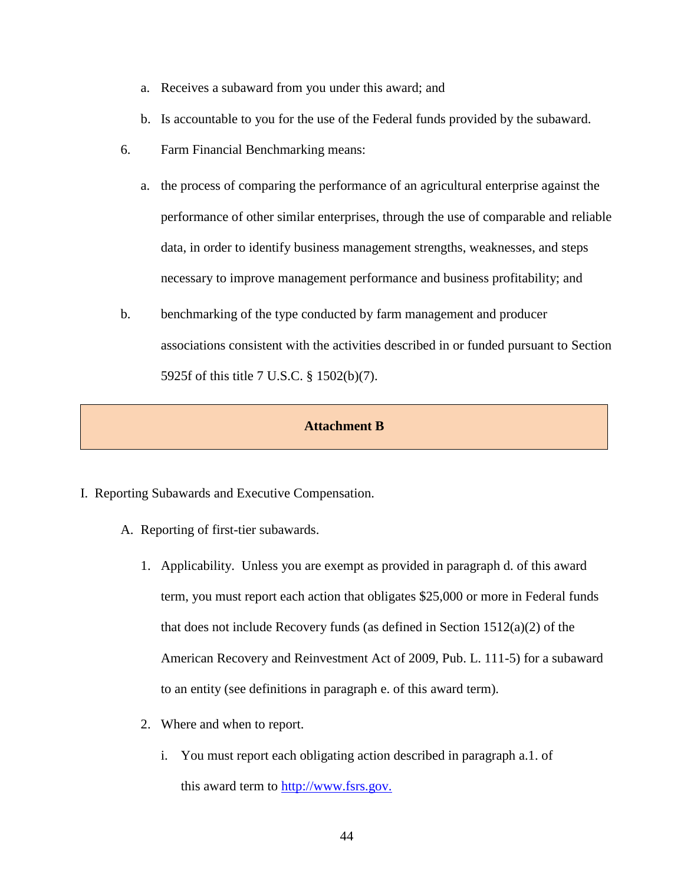a. Receives a subaward from you under this award; and

b. Is accountable to you for the use of the Federal funds provided by the subaward.

6. Farm Financial Benchmarking means:

   a. the process of comparing the performance of an agricultural enterprise against the performance of other similar enterprises, through the use of comparable and reliable data, in order to identify business management strengths, weaknesses, and steps necessary to improve management performance and business profitability; and

   b. benchmarking of the type conducted by farm management and producer associations consistent with the activities described in or funded pursuant to Section 5925f of this title 7 U.S.C. § 1502(b)(7).

## Attachment B

I. Reporting Subawards and Executive Compensation.

A. Reporting of first-tier subawards.

1. Applicability. Unless you are exempt as provided in paragraph d. of this award term, you must report each action that obligates $25,000 or more in Federal funds that does not include Recovery funds (as defined in Section 1512(a)(2) of the American Recovery and Reinvestment Act of 2009, Pub. L. 111-5) for a subaward to an entity (see definitions in paragraph e. of this award term).

2. Where and when to report.

   i. You must report each obligating action described in paragraph a.1. of this award term to [http://www.fsrs.gov.](http://www.fsrs.gov.)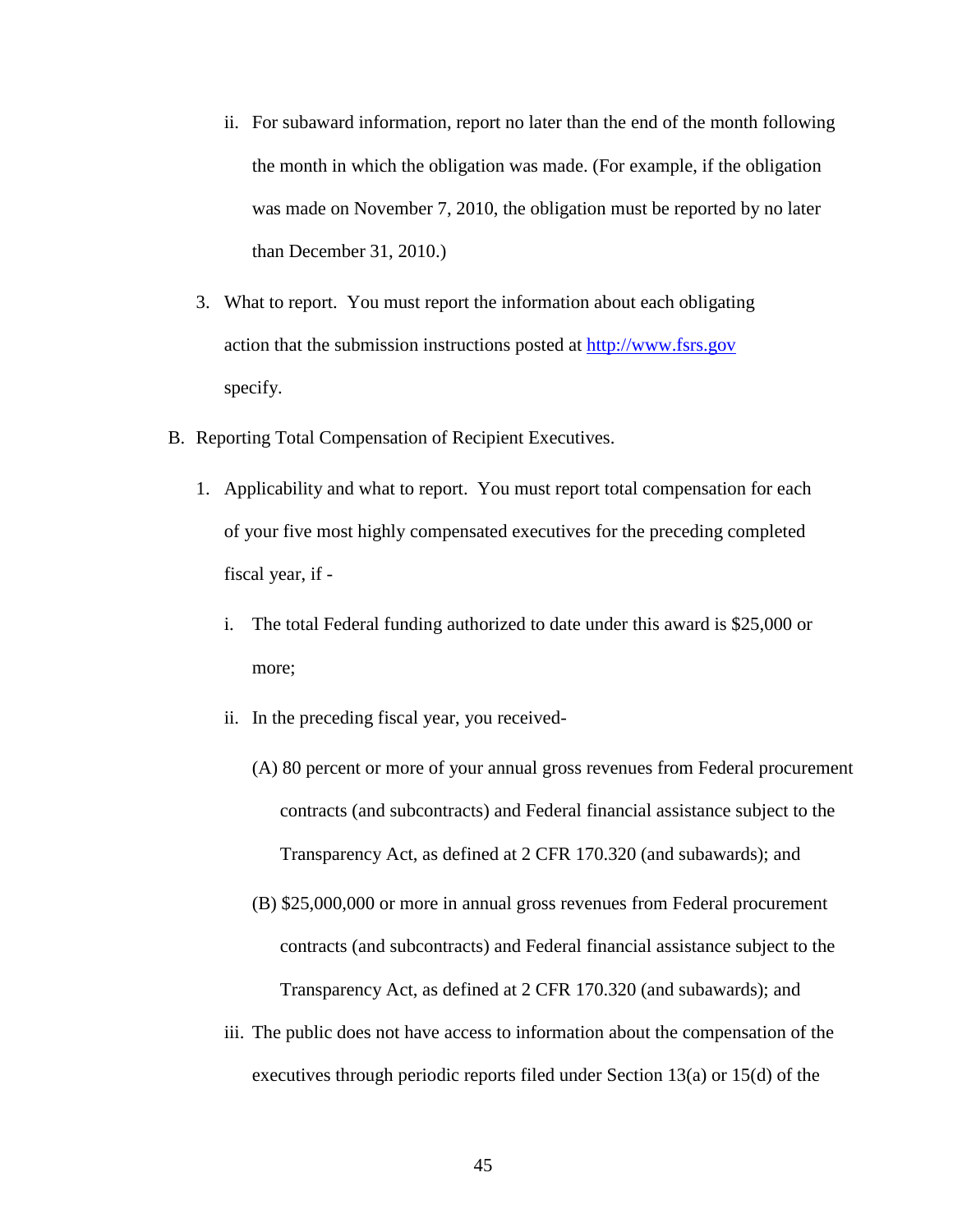ii. For subaward information, report no later than the end of the month following the month in which the obligation was made. (For example, if the obligation was made on November 7, 2010, the obligation must be reported by no later than December 31, 2010.)

3. What to report. You must report the information about each obligating action that the submission instructions posted at [http://www.fsrs.gov](http://www.fsrs.gov) specify.

B. Reporting Total Compensation of Recipient Executives.

1. Applicability and what to report. You must report total compensation for each of your five most highly compensated executives for the preceding completed fiscal year, if -

   i. The total Federal funding authorized to date under this award is $25,000 or more;

   ii. In the preceding fiscal year, you received-

      (A) 80 percent or more of your annual gross revenues from Federal procurement contracts (and subcontracts) and Federal financial assistance subject to the Transparency Act, as defined at 2 CFR 170.320 (and subawards); and

      (B) $25,000,000 or more in annual gross revenues from Federal procurement contracts (and subcontracts) and Federal financial assistance subject to the Transparency Act, as defined at 2 CFR 170.320 (and subawards); and

   iii. The public does not have access to information about the compensation of the executives through periodic reports filed under Section 13(a) or 15(d) of the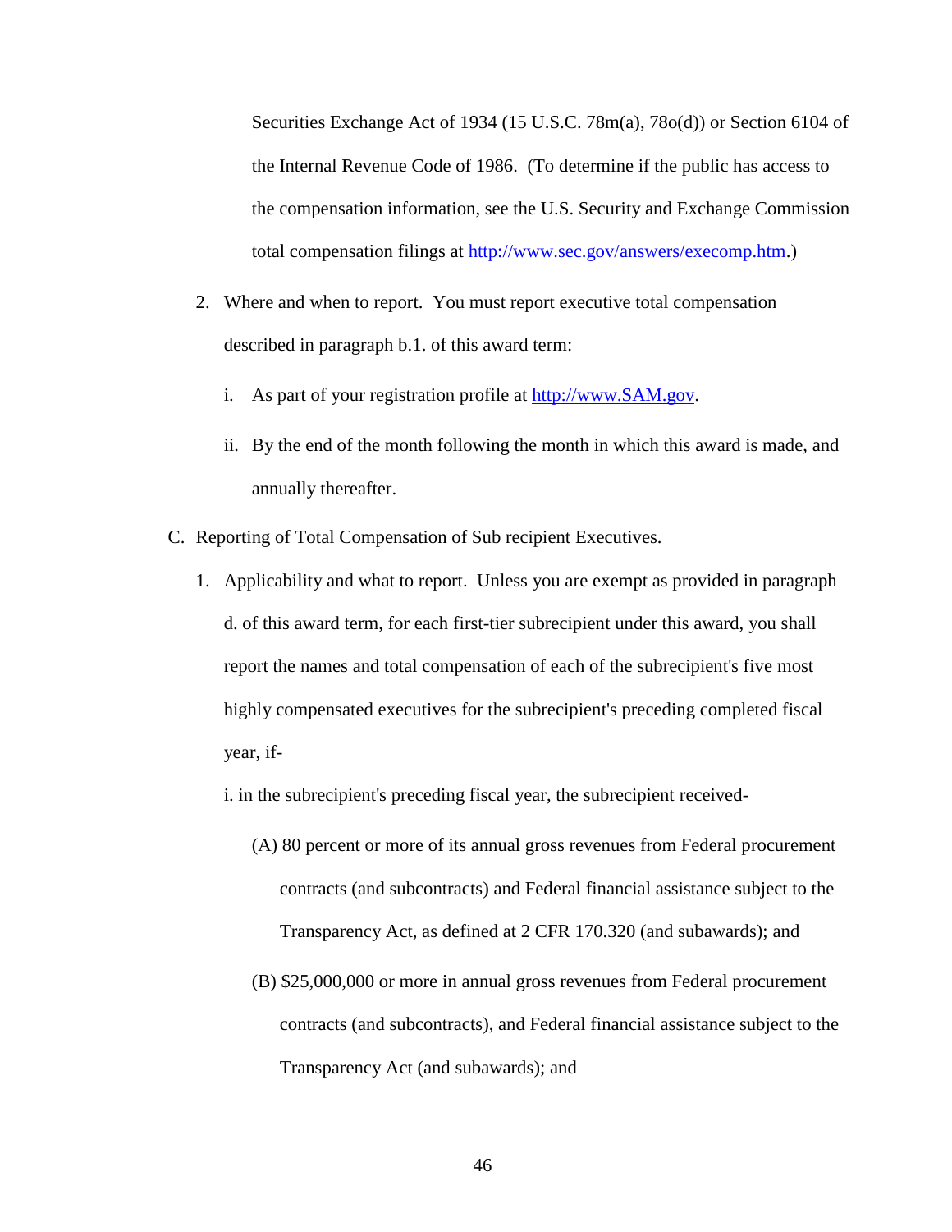Securities Exchange Act of 1934 (15 U.S.C. 78m(a), 78o(d)) or Section 6104 of the Internal Revenue Code of 1986. (To determine if the public has access to the compensation information, see the U.S. Security and Exchange Commission total compensation filings at http://www.sec.gov/answers/execomp.htm.)

2. Where and when to report. You must report executive total compensation described in paragraph b.1. of this award term:

   i. As part of your registration profile at http://www.SAM.gov.

   ii. By the end of the month following the month in which this award is made, and annually thereafter.

C. Reporting of Total Compensation of Sub recipient Executives.

1. Applicability and what to report. Unless you are exempt as provided in paragraph d. of this award term, for each first-tier subrecipient under this award, you shall report the names and total compensation of each of the subrecipient's five most highly compensated executives for the subrecipient's preceding completed fiscal year, if-

   i. in the subrecipient's preceding fiscal year, the subrecipient received-

      (A) 80 percent or more of its annual gross revenues from Federal procurement contracts (and subcontracts) and Federal financial assistance subject to the Transparency Act, as defined at 2 CFR 170.320 (and subawards); and

      (B) $25,000,000 or more in annual gross revenues from Federal procurement contracts (and subcontracts), and Federal financial assistance subject to the Transparency Act (and subawards); and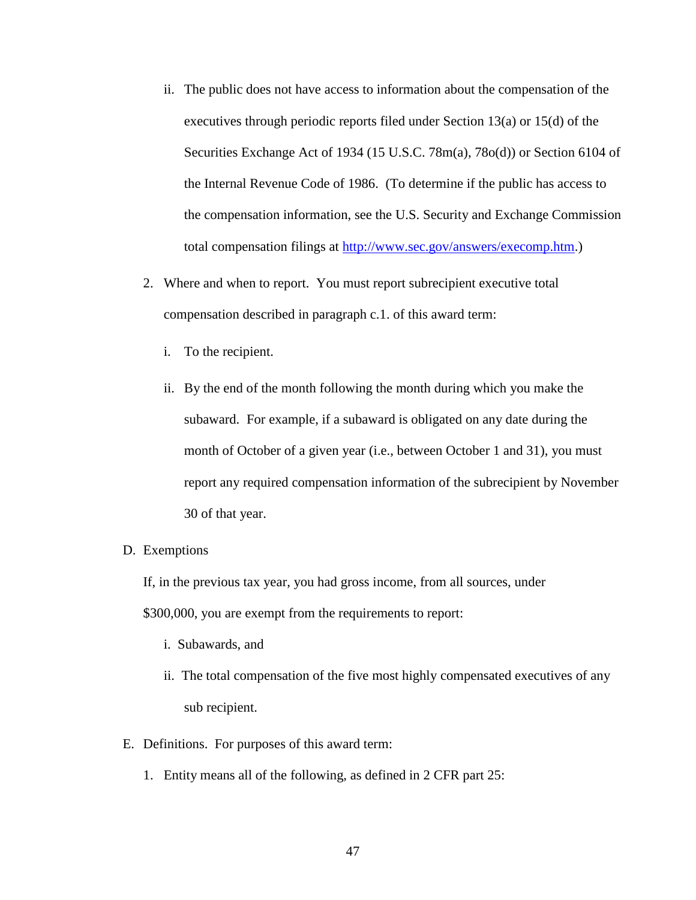ii. The public does not have access to information about the compensation of the executives through periodic reports filed under Section 13(a) or 15(d) of the Securities Exchange Act of 1934 (15 U.S.C. 78m(a), 78o(d)) or Section 6104 of the Internal Revenue Code of 1986. (To determine if the public has access to the compensation information, see the U.S. Security and Exchange Commission total compensation filings at http://www.sec.gov/answers/execomp.htm.)

2. Where and when to report. You must report subrecipient executive total compensation described in paragraph c.1. of this award term:

   i. To the recipient.

   ii. By the end of the month following the month during which you make the subaward. For example, if a subaward is obligated on any date during the month of October of a given year (i.e., between October 1 and 31), you must report any required compensation information of the subrecipient by November 30 of that year.

D. Exemptions

If, in the previous tax year, you had gross income, from all sources, under $300,000, you are exempt from the requirements to report:

   i. Subawards, and

   ii. The total compensation of the five most highly compensated executives of any sub recipient.

E. Definitions. For purposes of this award term:

1. Entity means all of the following, as defined in 2 CFR part 25: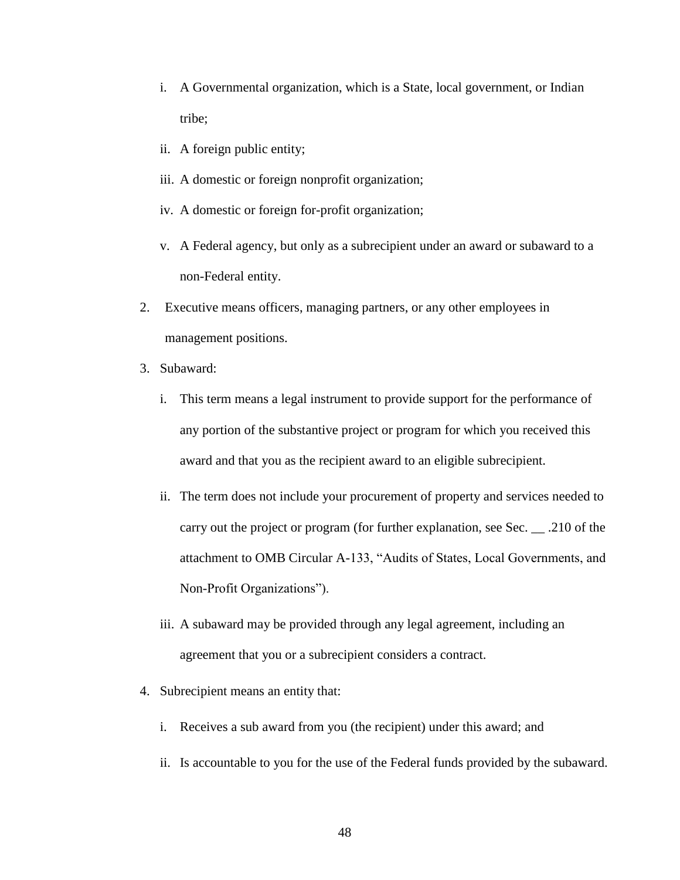i. A Governmental organization, which is a State, local government, or Indian tribe;

   ii. A foreign public entity;

   iii. A domestic or foreign nonprofit organization;

   iv. A domestic or foreign for-profit organization;

   v. A Federal agency, but only as a subrecipient under an award or subaward to a non-Federal entity.

2. Executive means officers, managing partners, or any other employees in management positions.

3. Subaward:

   i. This term means a legal instrument to provide support for the performance of any portion of the substantive project or program for which you received this award and that you as the recipient award to an eligible subrecipient.

   ii. The term does not include your procurement of property and services needed to carry out the project or program (for further explanation, see Sec. __ .210 of the attachment to OMB Circular A-133, "Audits of States, Local Governments, and Non-Profit Organizations").

   iii. A subaward may be provided through any legal agreement, including an agreement that you or a subrecipient considers a contract.

4. Subrecipient means an entity that:

   i. Receives a sub award from you (the recipient) under this award; and

   ii. Is accountable to you for the use of the Federal funds provided by the subaward.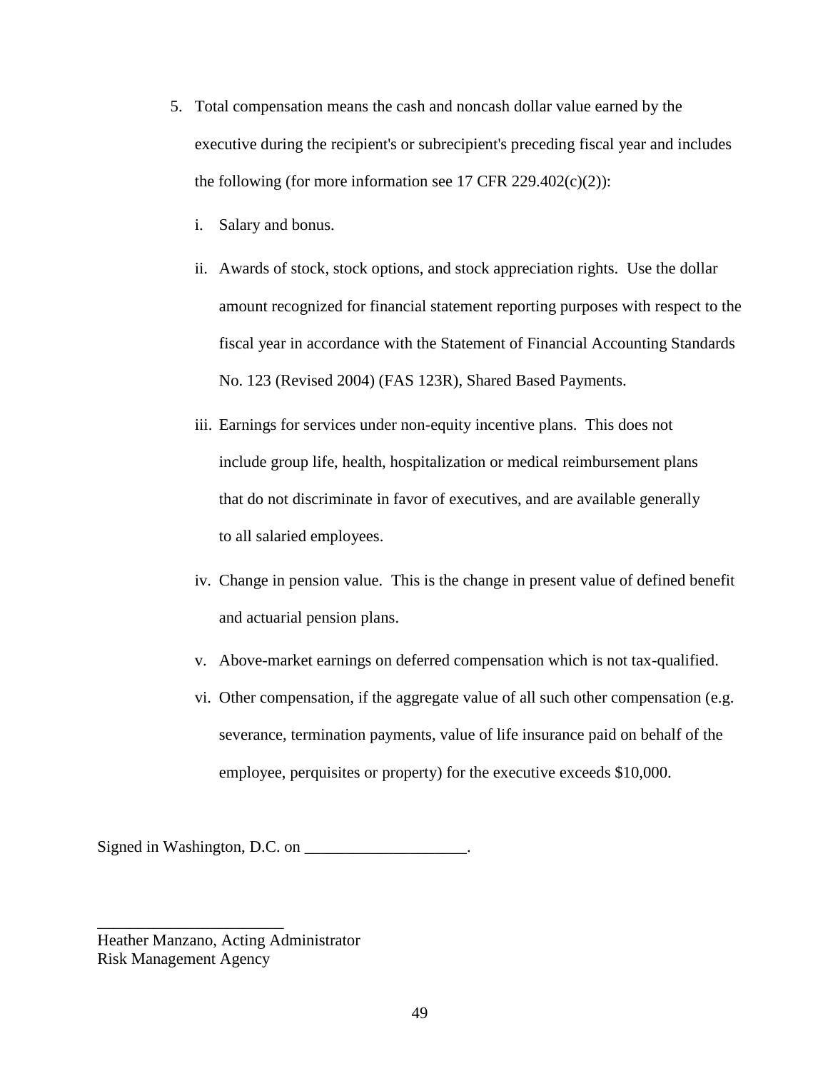5. Total compensation means the cash and noncash dollar value earned by the executive during the recipient's or subrecipient's preceding fiscal year and includes the following (for more information see 17 CFR 229.402(c)(2)):

   i. Salary and bonus.

   ii. Awards of stock, stock options, and stock appreciation rights. Use the dollar amount recognized for financial statement reporting purposes with respect to the fiscal year in accordance with the Statement of Financial Accounting Standards No. 123 (Revised 2004) (FAS 123R), Shared Based Payments.

   iii. Earnings for services under non-equity incentive plans. This does not include group life, health, hospitalization or medical reimbursement plans that do not discriminate in favor of executives, and are available generally to all salaried employees.

   iv. Change in pension value. This is the change in present value of defined benefit and actuarial pension plans.

   v. Above-market earnings on deferred compensation which is not tax-qualified.

   vi. Other compensation, if the aggregate value of all such other compensation (e.g. severance, termination payments, value of life insurance paid on behalf of the employee, perquisites or property) for the executive exceeds $10,000.

Signed in Washington, D.C. on ____________________.

_______________________
Heather Manzano, Acting Administrator
Risk Management Agency